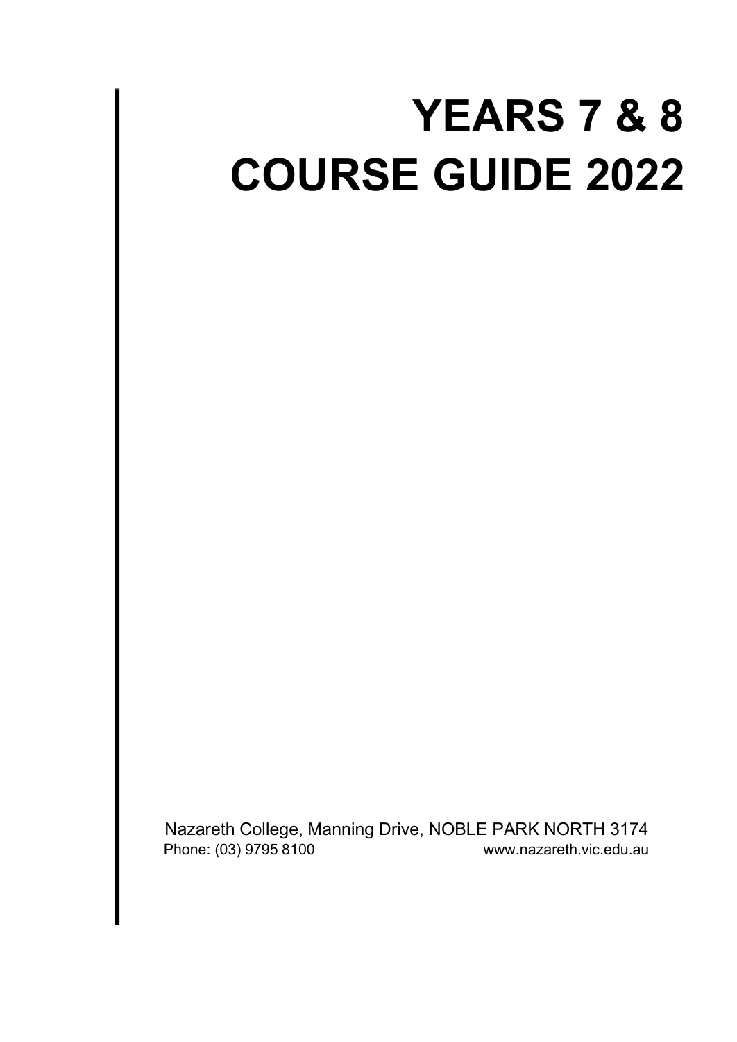# YEARS 7 & 8 COURSE GUIDE 2022

Nazareth College, Manning Drive, NOBLE PARK NORTH 3174

Phone: (03) 9795 8100 www.nazareth.vic.edu.au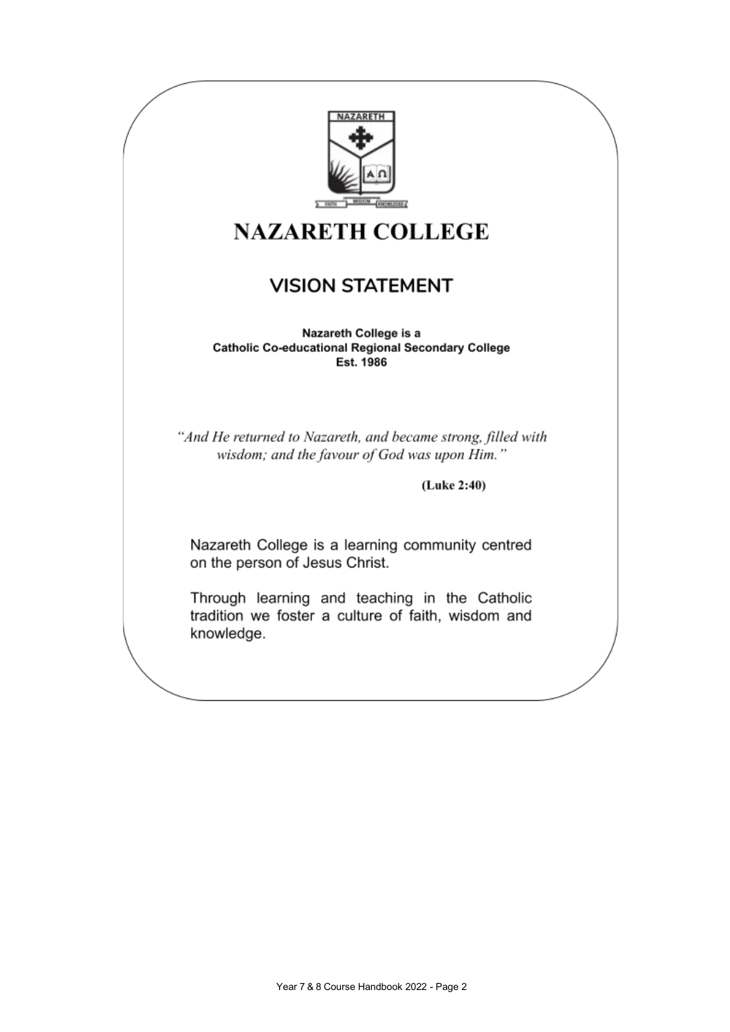# NAZARETH COLLEGE

## VISION STATEMENT

**Nazareth College is a**
**Catholic Co-educational Regional Secondary College**
**Est. 1986**

*"And He returned to Nazareth, and became strong, filled with wisdom; and the favour of God was upon Him."*

**(Luke 2:40)**

Nazareth College is a learning community centred on the person of Jesus Christ.

Through learning and teaching in the Catholic tradition we foster a culture of faith, wisdom and knowledge.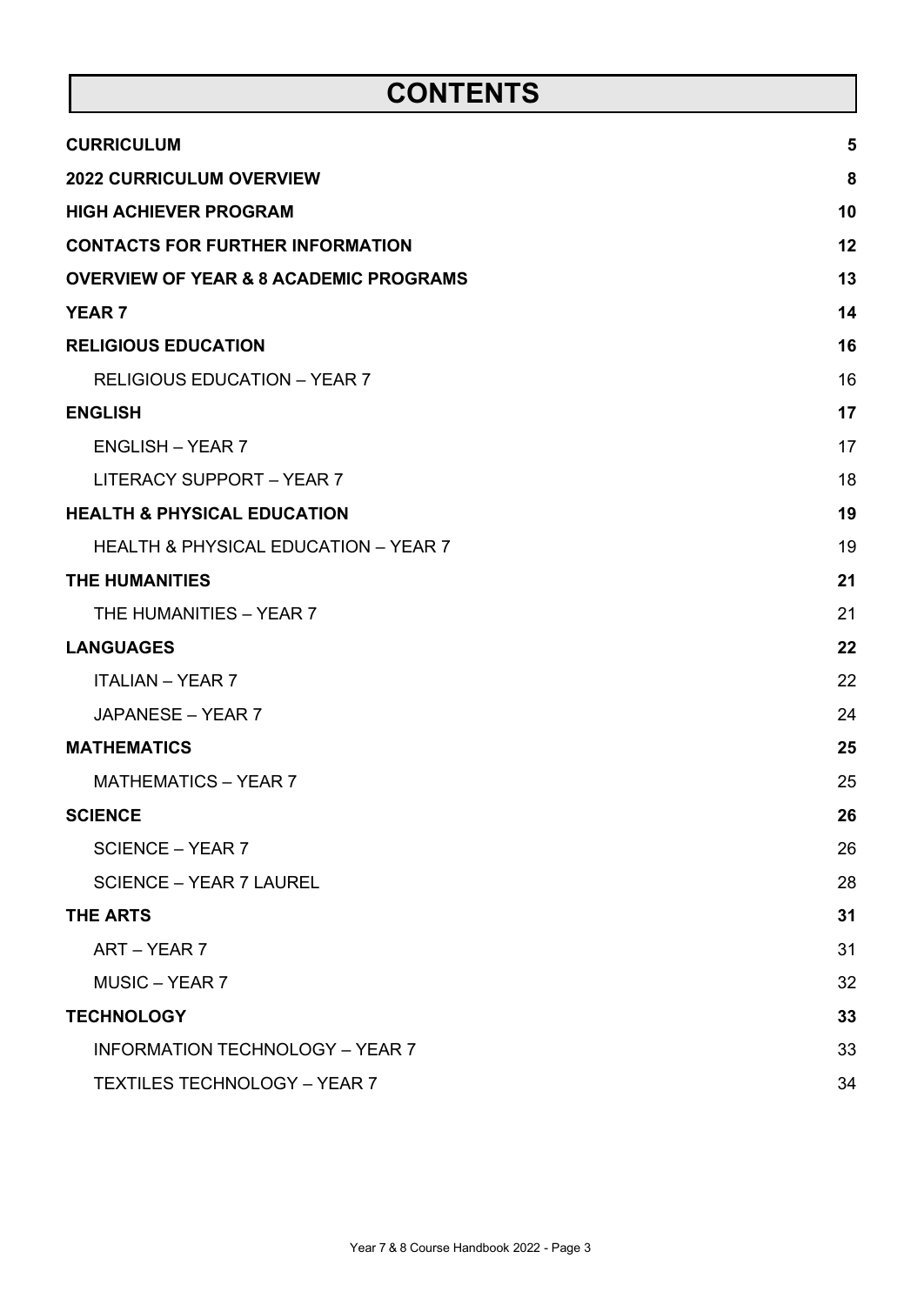# CONTENTS

| | |
|---|---|
| **CURRICULUM** | **5** |
| **2022 CURRICULUM OVERVIEW** | **8** |
| **HIGH ACHIEVER PROGRAM** | **10** |
| **CONTACTS FOR FURTHER INFORMATION** | **12** |
| **OVERVIEW OF YEAR & 8 ACADEMIC PROGRAMS** | **13** |
| **YEAR 7** | **14** |
| **RELIGIOUS EDUCATION** | **16** |
| RELIGIOUS EDUCATION – YEAR 7 | 16 |
| **ENGLISH** | **17** |
| ENGLISH – YEAR 7 | 17 |
| LITERACY SUPPORT – YEAR 7 | 18 |
| **HEALTH & PHYSICAL EDUCATION** | **19** |
| HEALTH & PHYSICAL EDUCATION – YEAR 7 | 19 |
| **THE HUMANITIES** | **21** |
| THE HUMANITIES – YEAR 7 | 21 |
| **LANGUAGES** | **22** |
| ITALIAN – YEAR 7 | 22 |
| JAPANESE – YEAR 7 | 24 |
| **MATHEMATICS** | **25** |
| MATHEMATICS – YEAR 7 | 25 |
| **SCIENCE** | **26** |
| SCIENCE – YEAR 7 | 26 |
| SCIENCE – YEAR 7 LAUREL | 28 |
| **THE ARTS** | **31** |
| ART – YEAR 7 | 31 |
| MUSIC – YEAR 7 | 32 |
| **TECHNOLOGY** | **33** |
| INFORMATION TECHNOLOGY – YEAR 7 | 33 |
| TEXTILES TECHNOLOGY – YEAR 7 | 34 |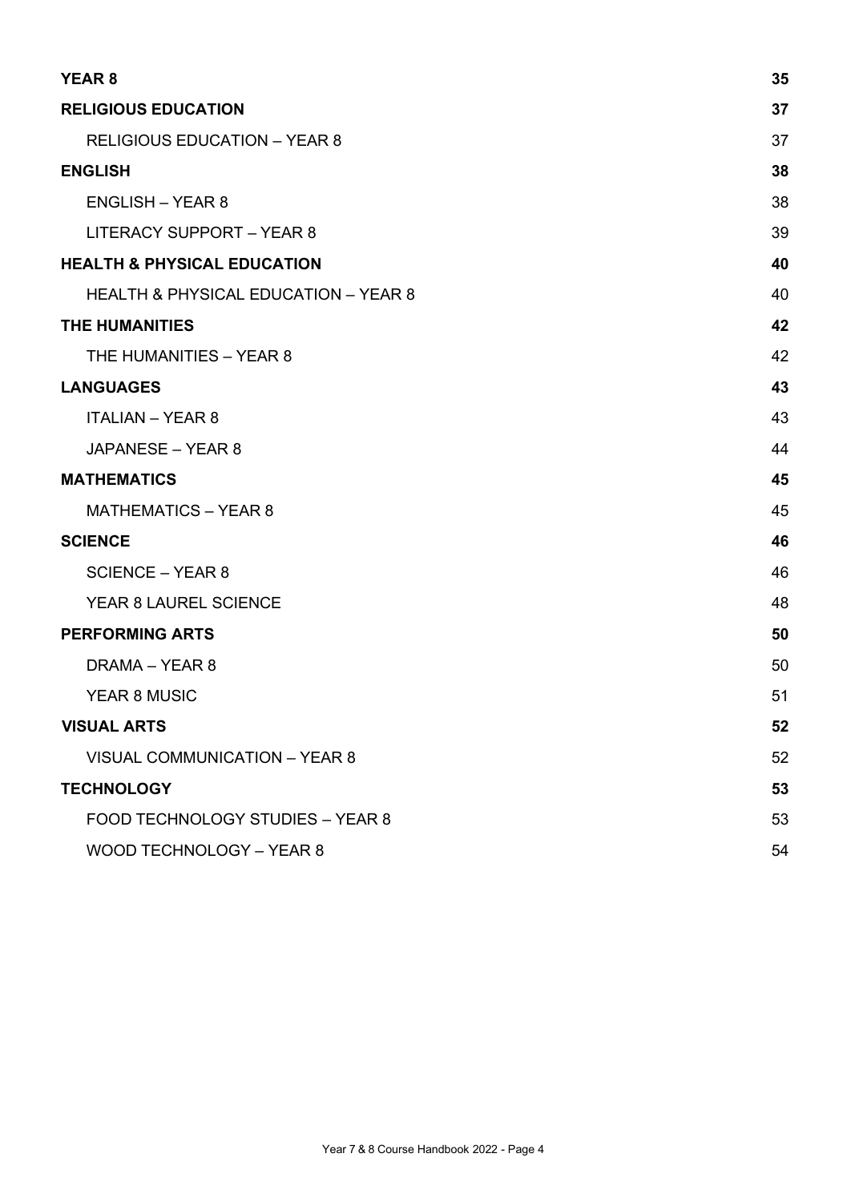| | |
|---|---|
| **YEAR 8** | **35** |
| **RELIGIOUS EDUCATION** | **37** |
| RELIGIOUS EDUCATION – YEAR 8 | 37 |
| **ENGLISH** | **38** |
| ENGLISH – YEAR 8 | 38 |
| LITERACY SUPPORT – YEAR 8 | 39 |
| **HEALTH & PHYSICAL EDUCATION** | **40** |
| HEALTH & PHYSICAL EDUCATION – YEAR 8 | 40 |
| **THE HUMANITIES** | **42** |
| THE HUMANITIES – YEAR 8 | 42 |
| **LANGUAGES** | **43** |
| ITALIAN – YEAR 8 | 43 |
| JAPANESE – YEAR 8 | 44 |
| **MATHEMATICS** | **45** |
| MATHEMATICS – YEAR 8 | 45 |
| **SCIENCE** | **46** |
| SCIENCE – YEAR 8 | 46 |
| YEAR 8 LAUREL SCIENCE | 48 |
| **PERFORMING ARTS** | **50** |
| DRAMA – YEAR 8 | 50 |
| YEAR 8 MUSIC | 51 |
| **VISUAL ARTS** | **52** |
| VISUAL COMMUNICATION – YEAR 8 | 52 |
| **TECHNOLOGY** | **53** |
| FOOD TECHNOLOGY STUDIES – YEAR 8 | 53 |
| WOOD TECHNOLOGY – YEAR 8 | 54 |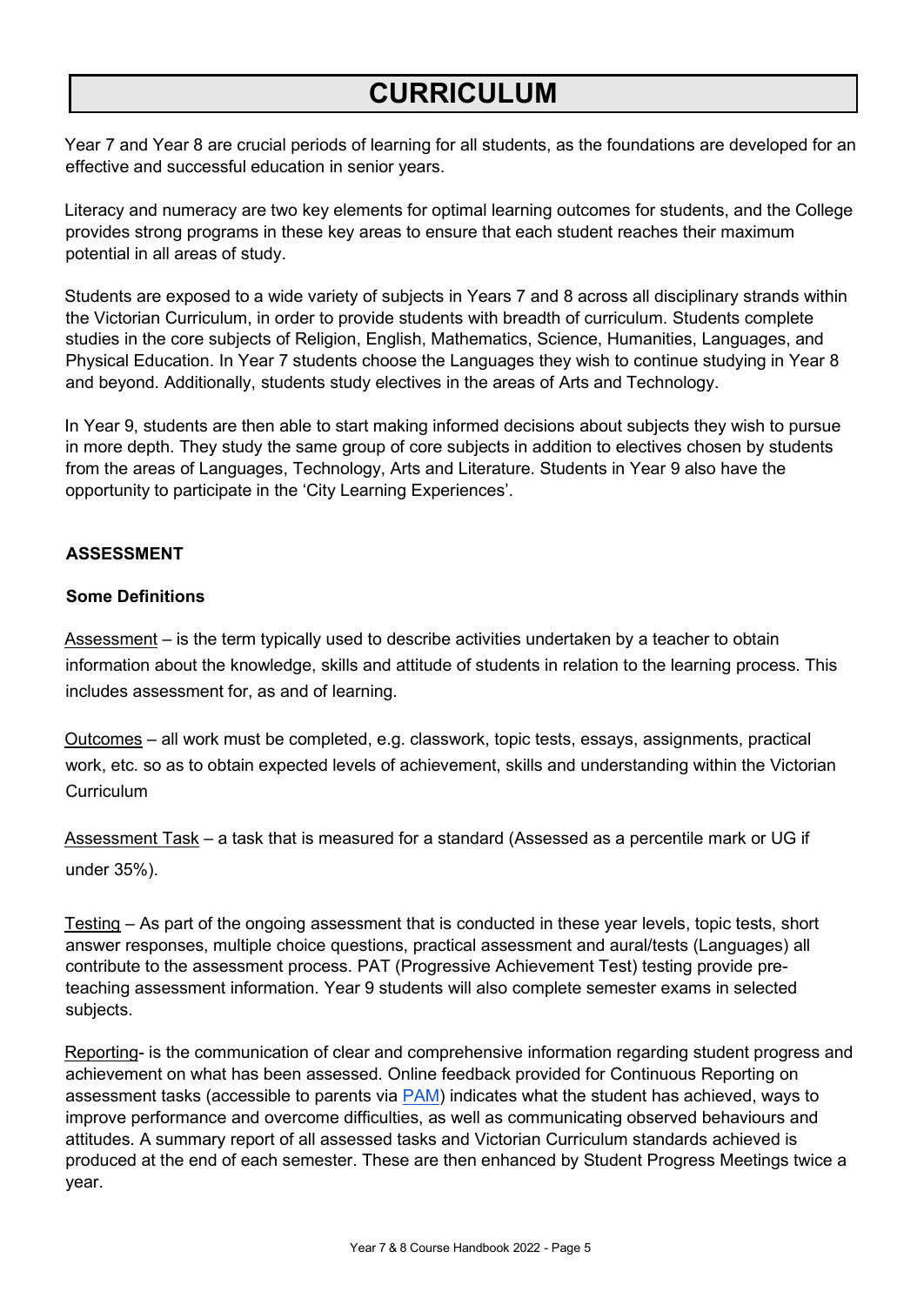# CURRICULUM

Year 7 and Year 8 are crucial periods of learning for all students, as the foundations are developed for an effective and successful education in senior years.

Literacy and numeracy are two key elements for optimal learning outcomes for students, and the College provides strong programs in these key areas to ensure that each student reaches their maximum potential in all areas of study.

Students are exposed to a wide variety of subjects in Years 7 and 8 across all disciplinary strands within the Victorian Curriculum, in order to provide students with breadth of curriculum. Students complete studies in the core subjects of Religion, English, Mathematics, Science, Humanities, Languages, and Physical Education. In Year 7 students choose the Languages they wish to continue studying in Year 8 and beyond. Additionally, students study electives in the areas of Arts and Technology.

In Year 9, students are then able to start making informed decisions about subjects they wish to pursue in more depth. They study the same group of core subjects in addition to electives chosen by students from the areas of Languages, Technology, Arts and Literature. Students in Year 9 also have the opportunity to participate in the 'City Learning Experiences'.

## ASSESSMENT

### Some Definitions

Assessment – is the term typically used to describe activities undertaken by a teacher to obtain information about the knowledge, skills and attitude of students in relation to the learning process. This includes assessment for, as and of learning.

Outcomes – all work must be completed, e.g. classwork, topic tests, essays, assignments, practical work, etc. so as to obtain expected levels of achievement, skills and understanding within the Victorian Curriculum

Assessment Task – a task that is measured for a standard (Assessed as a percentile mark or UG if under 35%).

Testing – As part of the ongoing assessment that is conducted in these year levels, topic tests, short answer responses, multiple choice questions, practical assessment and aural/tests (Languages) all contribute to the assessment process. PAT (Progressive Achievement Test) testing provide pre-teaching assessment information. Year 9 students will also complete semester exams in selected subjects.

Reporting- is the communication of clear and comprehensive information regarding student progress and achievement on what has been assessed. Online feedback provided for Continuous Reporting on assessment tasks (accessible to parents via PAM) indicates what the student has achieved, ways to improve performance and overcome difficulties, as well as communicating observed behaviours and attitudes. A summary report of all assessed tasks and Victorian Curriculum standards achieved is produced at the end of each semester. These are then enhanced by Student Progress Meetings twice a year.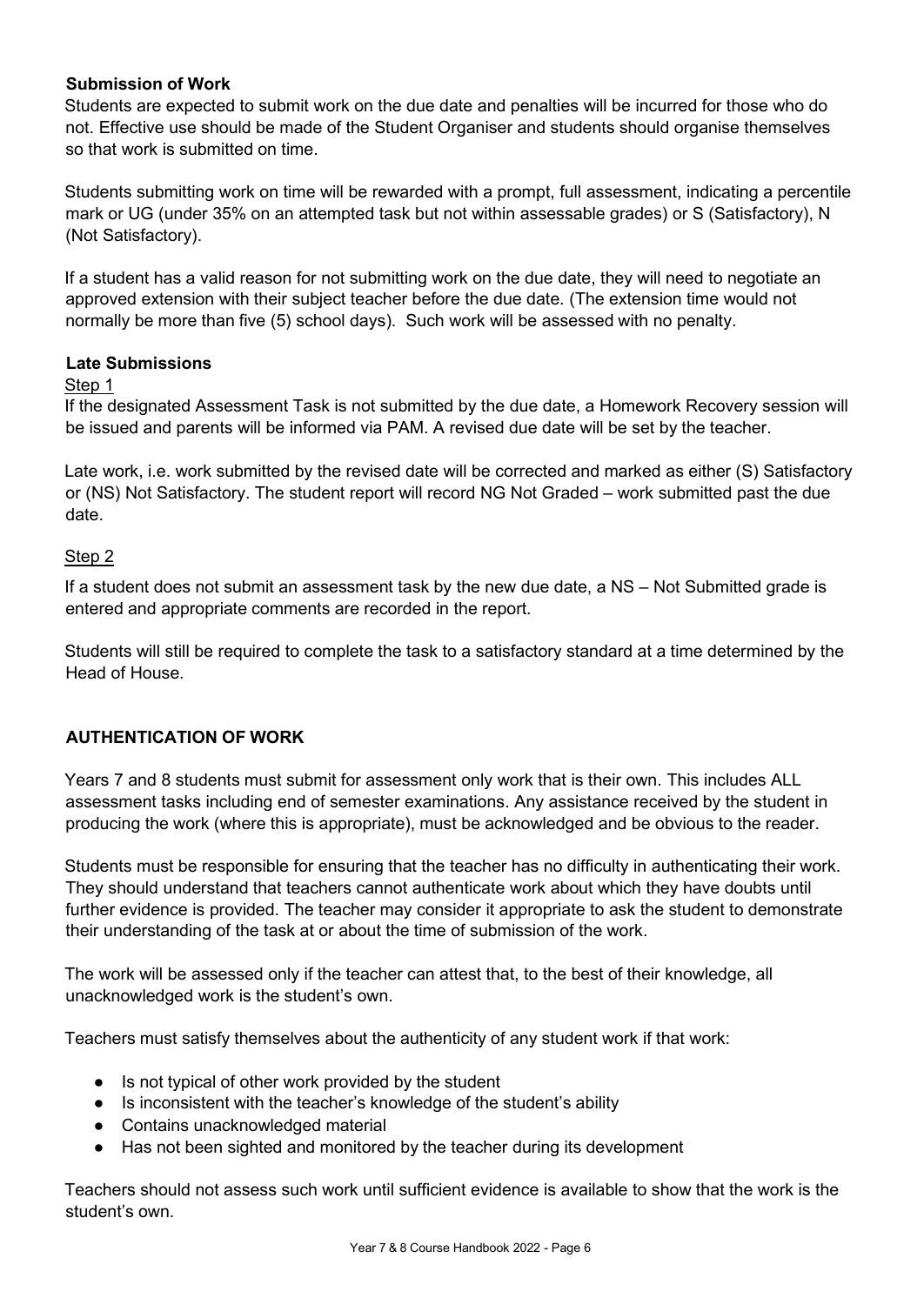**Submission of Work**

Students are expected to submit work on the due date and penalties will be incurred for those who do not. Effective use should be made of the Student Organiser and students should organise themselves so that work is submitted on time.

Students submitting work on time will be rewarded with a prompt, full assessment, indicating a percentile mark or UG (under 35% on an attempted task but not within assessable grades) or S (Satisfactory), N (Not Satisfactory).

If a student has a valid reason for not submitting work on the due date, they will need to negotiate an approved extension with their subject teacher before the due date. (The extension time would not normally be more than five (5) school days). Such work will be assessed with no penalty.

**Late Submissions**

Step 1

If the designated Assessment Task is not submitted by the due date, a Homework Recovery session will be issued and parents will be informed via PAM. A revised due date will be set by the teacher.

Late work, i.e. work submitted by the revised date will be corrected and marked as either (S) Satisfactory or (NS) Not Satisfactory. The student report will record NG Not Graded – work submitted past the due date.

Step 2

If a student does not submit an assessment task by the new due date, a NS – Not Submitted grade is entered and appropriate comments are recorded in the report.

Students will still be required to complete the task to a satisfactory standard at a time determined by the Head of House.

**AUTHENTICATION OF WORK**

Years 7 and 8 students must submit for assessment only work that is their own. This includes ALL assessment tasks including end of semester examinations. Any assistance received by the student in producing the work (where this is appropriate), must be acknowledged and be obvious to the reader.

Students must be responsible for ensuring that the teacher has no difficulty in authenticating their work. They should understand that teachers cannot authenticate work about which they have doubts until further evidence is provided. The teacher may consider it appropriate to ask the student to demonstrate their understanding of the task at or about the time of submission of the work.

The work will be assessed only if the teacher can attest that, to the best of their knowledge, all unacknowledged work is the student's own.

Teachers must satisfy themselves about the authenticity of any student work if that work:

- Is not typical of other work provided by the student
- Is inconsistent with the teacher's knowledge of the student's ability
- Contains unacknowledged material
- Has not been sighted and monitored by the teacher during its development

Teachers should not assess such work until sufficient evidence is available to show that the work is the student's own.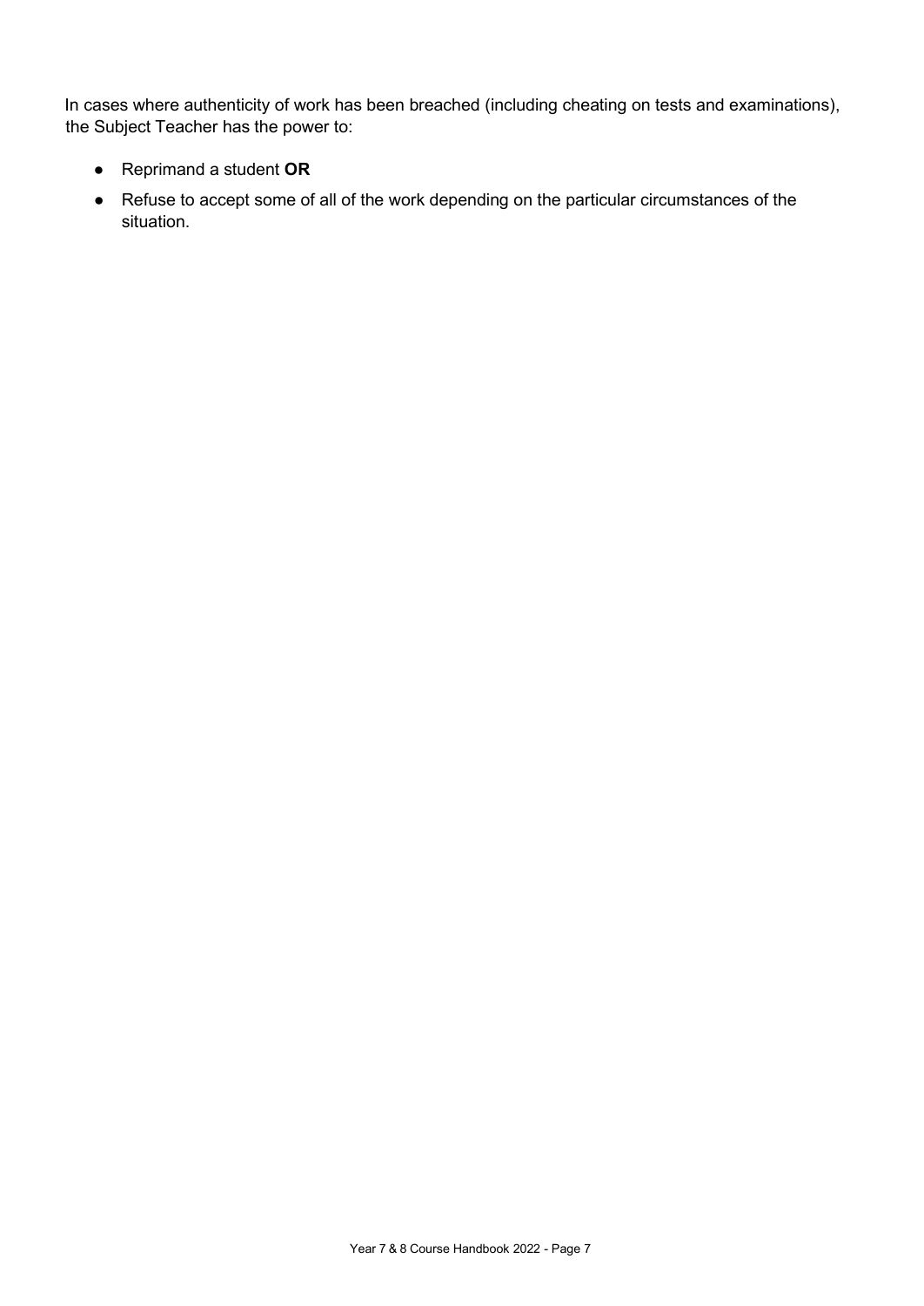In cases where authenticity of work has been breached (including cheating on tests and examinations), the Subject Teacher has the power to:

- Reprimand a student **OR**
- Refuse to accept some of all of the work depending on the particular circumstances of the situation.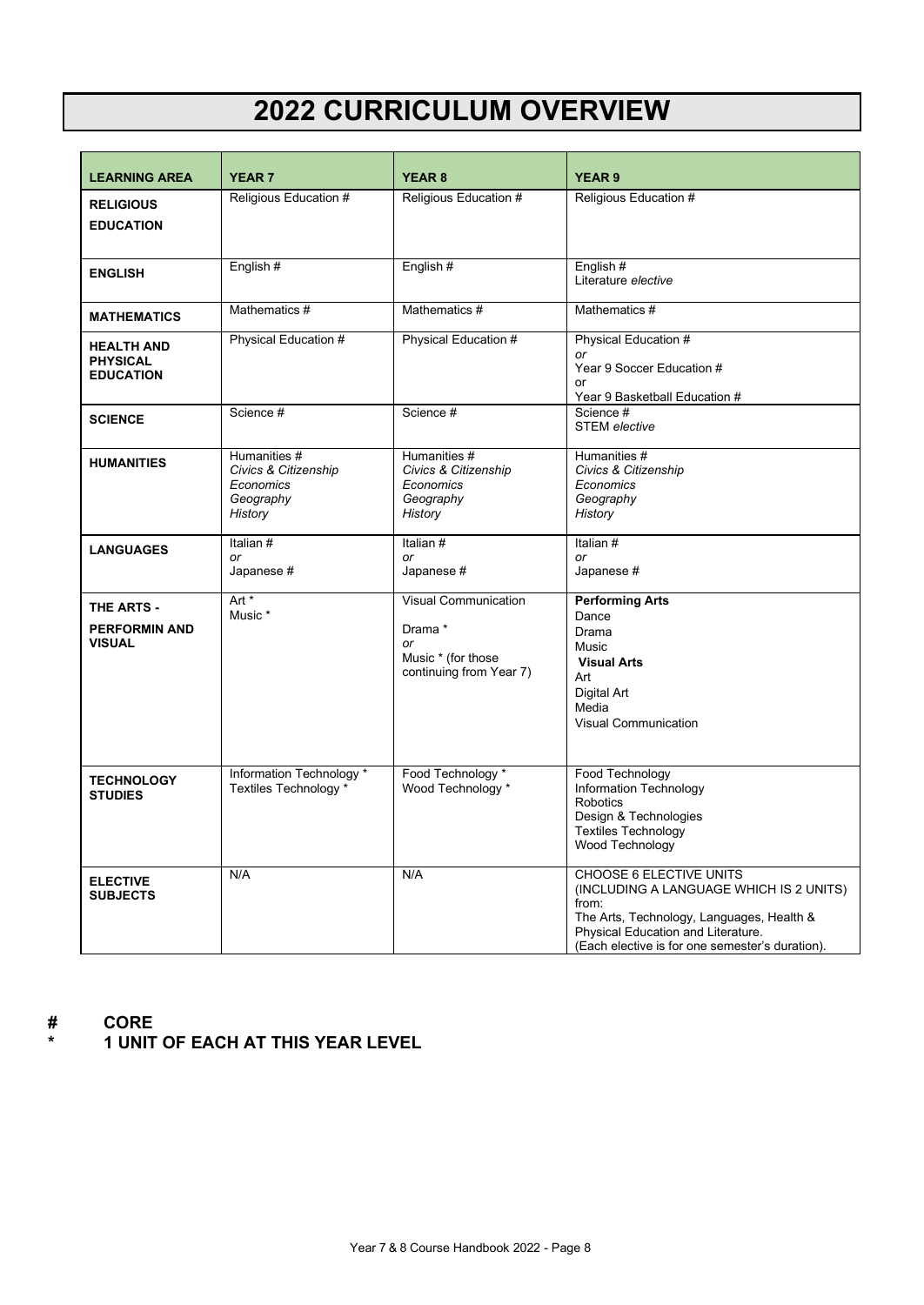# 2022 CURRICULUM OVERVIEW

| LEARNING AREA | YEAR 7 | YEAR 8 | YEAR 9 |
|---|---|---|---|
| **RELIGIOUS EDUCATION** | Religious Education # | Religious Education # | Religious Education # |
| **ENGLISH** | English # | English # | English #<br>Literature *elective* |
| **MATHEMATICS** | Mathematics # | Mathematics # | Mathematics # |
| **HEALTH AND PHYSICAL EDUCATION** | Physical Education # | Physical Education # | Physical Education #<br>*or*<br>Year 9 Soccer Education #<br>or<br>Year 9 Basketball Education # |
| **SCIENCE** | Science # | Science # | Science #<br>STEM *elective* |
| **HUMANITIES** | Humanities #<br>*Civics & Citizenship*<br>*Economics*<br>*Geography*<br>*History* | Humanities #<br>*Civics & Citizenship*<br>*Economics*<br>*Geography*<br>*History* | Humanities #<br>*Civics & Citizenship*<br>*Economics*<br>*Geography*<br>*History* |
| **LANGUAGES** | Italian #<br>*or*<br>Japanese # | Italian #<br>*or*<br>Japanese # | Italian #<br>*or*<br>Japanese # |
| **THE ARTS - PERFORMIN AND VISUAL** | Art *<br>Music * | Visual Communication<br>Drama *<br>*or*<br>Music * (for those continuing from Year 7) | **Performing Arts**<br>Dance<br>Drama<br>Music<br>**Visual Arts**<br>Art<br>Digital Art<br>Media<br>Visual Communication |
| **TECHNOLOGY STUDIES** | Information Technology *<br>Textiles Technology * | Food Technology *<br>Wood Technology * | Food Technology<br>Information Technology<br>Robotics<br>Design & Technologies<br>Textiles Technology<br>Wood Technology |
| **ELECTIVE SUBJECTS** | N/A | N/A | CHOOSE 6 ELECTIVE UNITS (INCLUDING A LANGUAGE WHICH IS 2 UNITS) from:<br>The Arts, Technology, Languages, Health & Physical Education and Literature.<br>(Each elective is for one semester's duration). |

**# CORE**

**\* 1 UNIT OF EACH AT THIS YEAR LEVEL**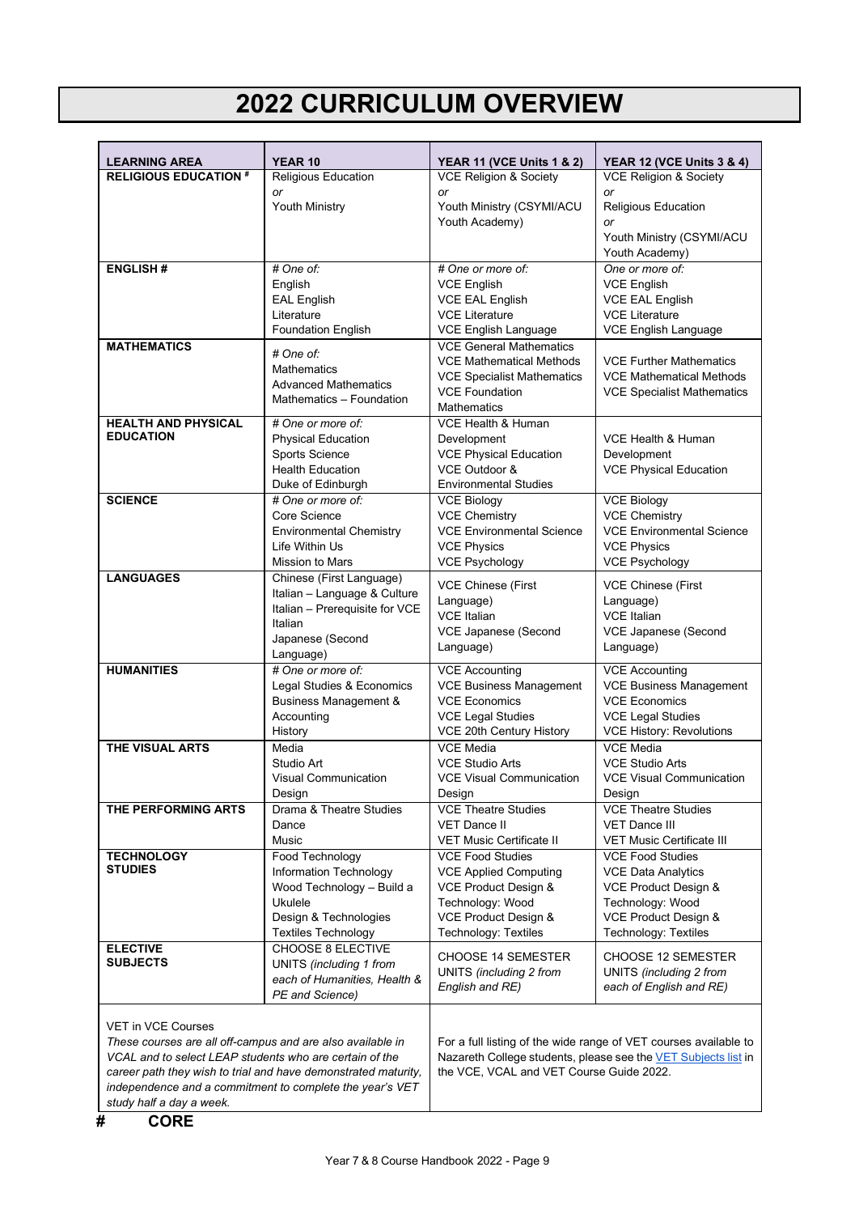# 2022 CURRICULUM OVERVIEW

| LEARNING AREA | YEAR 10 | YEAR 11 (VCE Units 1 & 2) | YEAR 12 (VCE Units 3 & 4) |
|---|---|---|---|
| **RELIGIOUS EDUCATION #** | Religious Education<br>*or*<br>Youth Ministry | VCE Religion & Society<br>*or*<br>Youth Ministry (CSYMI/ACU Youth Academy) | VCE Religion & Society<br>*or*<br>Religious Education<br>*or*<br>Youth Ministry (CSYMI/ACU Youth Academy) |
| **ENGLISH #** | *# One of:*<br>English<br>EAL English<br>Literature<br>Foundation English | *# One or more of:*<br>VCE English<br>VCE EAL English<br>VCE Literature<br>VCE English Language | *One or more of:*<br>VCE English<br>VCE EAL English<br>VCE Literature<br>VCE English Language |
| **MATHEMATICS** | *# One of:*<br>Mathematics<br>Advanced Mathematics<br>Mathematics – Foundation | VCE General Mathematics<br>VCE Mathematical Methods<br>VCE Specialist Mathematics<br>VCE Foundation Mathematics | VCE Further Mathematics<br>VCE Mathematical Methods<br>VCE Specialist Mathematics |
| **HEALTH AND PHYSICAL EDUCATION** | *# One or more of:*<br>Physical Education<br>Sports Science<br>Health Education<br>Duke of Edinburgh | VCE Health & Human Development<br>VCE Physical Education<br>VCE Outdoor & Environmental Studies | VCE Health & Human Development<br>VCE Physical Education |
| **SCIENCE** | *# One or more of:*<br>Core Science<br>Environmental Chemistry<br>Life Within Us<br>Mission to Mars | VCE Biology<br>VCE Chemistry<br>VCE Environmental Science<br>VCE Physics<br>VCE Psychology | VCE Biology<br>VCE Chemistry<br>VCE Environmental Science<br>VCE Physics<br>VCE Psychology |
| **LANGUAGES** | Chinese (First Language)<br>Italian – Language & Culture<br>Italian – Prerequisite for VCE Italian<br>Japanese (Second Language) | VCE Chinese (First Language)<br>VCE Italian<br>VCE Japanese (Second Language) | VCE Chinese (First Language)<br>VCE Italian<br>VCE Japanese (Second Language) |
| **HUMANITIES** | *# One or more of:*<br>Legal Studies & Economics<br>Business Management & Accounting<br>History | VCE Accounting<br>VCE Business Management<br>VCE Economics<br>VCE Legal Studies<br>VCE 20th Century History | VCE Accounting<br>VCE Business Management<br>VCE Economics<br>VCE Legal Studies<br>VCE History: Revolutions |
| **THE VISUAL ARTS** | Media<br>Studio Art<br>Visual Communication Design | VCE Media<br>VCE Studio Arts<br>VCE Visual Communication Design | VCE Media<br>VCE Studio Arts<br>VCE Visual Communication Design |
| **THE PERFORMING ARTS** | Drama & Theatre Studies<br>Dance<br>Music | VCE Theatre Studies<br>VET Dance II<br>VET Music Certificate II | VCE Theatre Studies<br>VET Dance III<br>VET Music Certificate III |
| **TECHNOLOGY STUDIES** | Food Technology<br>Information Technology<br>Wood Technology – Build a Ukulele<br>Design & Technologies<br>Textiles Technology | VCE Food Studies<br>VCE Applied Computing<br>VCE Product Design & Technology: Wood<br>VCE Product Design & Technology: Textiles | VCE Food Studies<br>VCE Data Analytics<br>VCE Product Design & Technology: Wood<br>VCE Product Design & Technology: Textiles |
| **ELECTIVE SUBJECTS** | CHOOSE 8 ELECTIVE UNITS *(including 1 from each of Humanities, Health & PE and Science)* | CHOOSE 14 SEMESTER UNITS *(including 2 from English and RE)* | CHOOSE 12 SEMESTER UNITS *(including 2 from each of English and RE)* |

| VET in VCE Courses | |
|---|---|
| *These courses are all off-campus and are also available in VCAL and to select LEAP students who are certain of the career path they wish to trial and have demonstrated maturity, independence and a commitment to complete the year's VET study half a day a week.* | For a full listing of the wide range of VET courses available to Nazareth College students, please see the VET Subjects list in the VCE, VCAL and VET Course Guide 2022. |

**# CORE**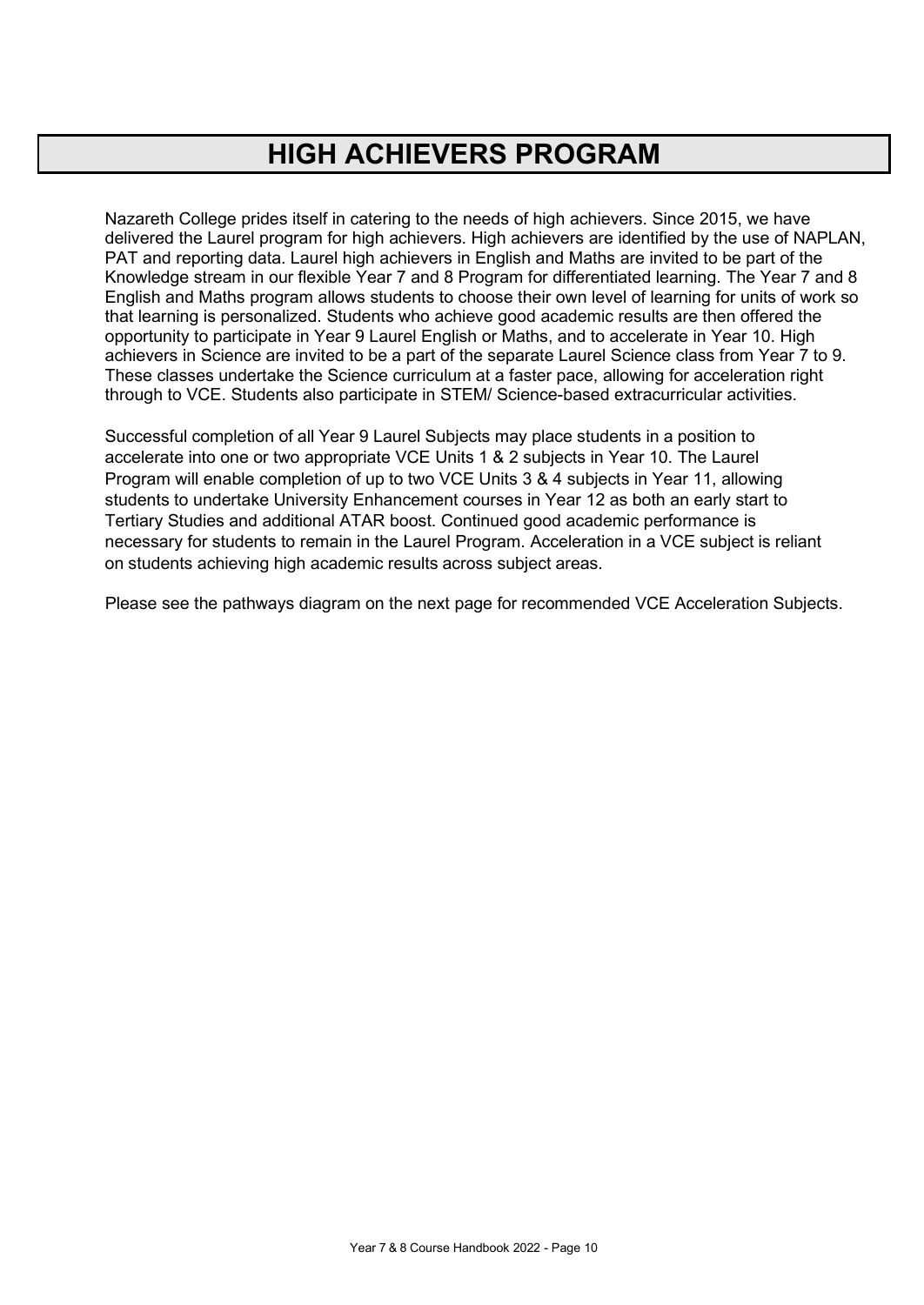# HIGH ACHIEVERS PROGRAM

Nazareth College prides itself in catering to the needs of high achievers. Since 2015, we have delivered the Laurel program for high achievers. High achievers are identified by the use of NAPLAN, PAT and reporting data. Laurel high achievers in English and Maths are invited to be part of the Knowledge stream in our flexible Year 7 and 8 Program for differentiated learning. The Year 7 and 8 English and Maths program allows students to choose their own level of learning for units of work so that learning is personalized. Students who achieve good academic results are then offered the opportunity to participate in Year 9 Laurel English or Maths, and to accelerate in Year 10. High achievers in Science are invited to be a part of the separate Laurel Science class from Year 7 to 9. These classes undertake the Science curriculum at a faster pace, allowing for acceleration right through to VCE. Students also participate in STEM/ Science-based extracurricular activities.

Successful completion of all Year 9 Laurel Subjects may place students in a position to accelerate into one or two appropriate VCE Units 1 & 2 subjects in Year 10. The Laurel Program will enable completion of up to two VCE Units 3 & 4 subjects in Year 11, allowing students to undertake University Enhancement courses in Year 12 as both an early start to Tertiary Studies and additional ATAR boost. Continued good academic performance is necessary for students to remain in the Laurel Program. Acceleration in a VCE subject is reliant on students achieving high academic results across subject areas.

Please see the pathways diagram on the next page for recommended VCE Acceleration Subjects.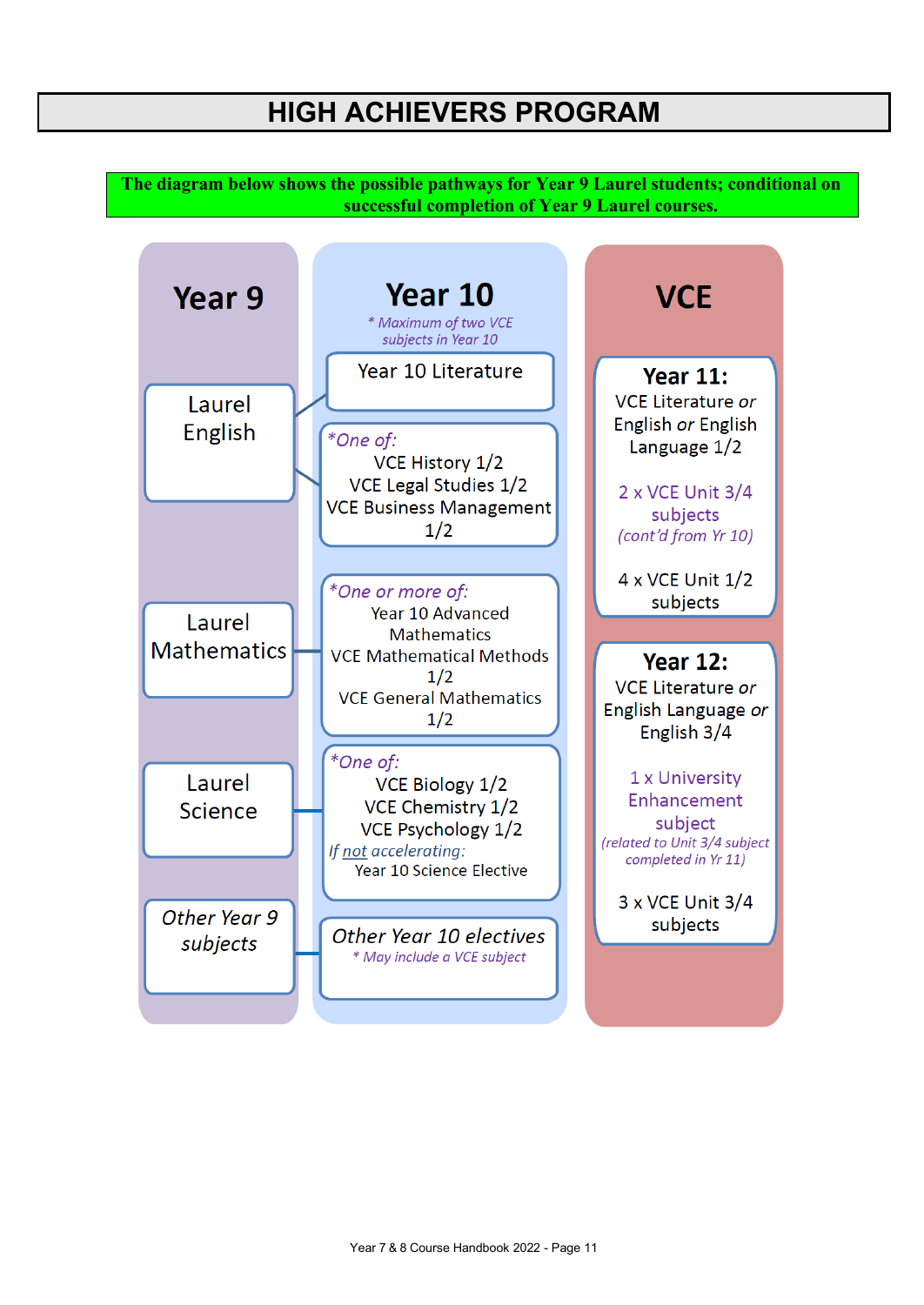# HIGH ACHIEVERS PROGRAM

**The diagram below shows the possible pathways for Year 9 Laurel students; conditional on successful completion of Year 9 Laurel courses.**

## Year 9

- Laurel English
- Laurel Mathematics
- Laurel Science
- *Other Year 9 subjects*

## Year 10

*\* Maximum of two VCE subjects in Year 10*

- Year 10 Literature
- *\*One of:*
  - VCE History 1/2
  - VCE Legal Studies 1/2
  - VCE Business Management 1/2
- *\*One or more of:*
  - Year 10 Advanced Mathematics
  - VCE Mathematical Methods 1/2
  - VCE General Mathematics 1/2
- *\*One of:*
  - VCE Biology 1/2
  - VCE Chemistry 1/2
  - VCE Psychology 1/2
  - *If not accelerating:* Year 10 Science Elective
- *Other Year 10 electives*
  - *\* May include a VCE subject*

## VCE

**Year 11:**

VCE Literature *or* English *or* English Language 1/2

2 x VCE Unit 3/4 subjects *(cont'd from Yr 10)*

4 x VCE Unit 1/2 subjects

**Year 12:**

VCE Literature *or* English Language *or* English 3/4

1 x University Enhancement subject *(related to Unit 3/4 subject completed in Yr 11)*

3 x VCE Unit 3/4 subjects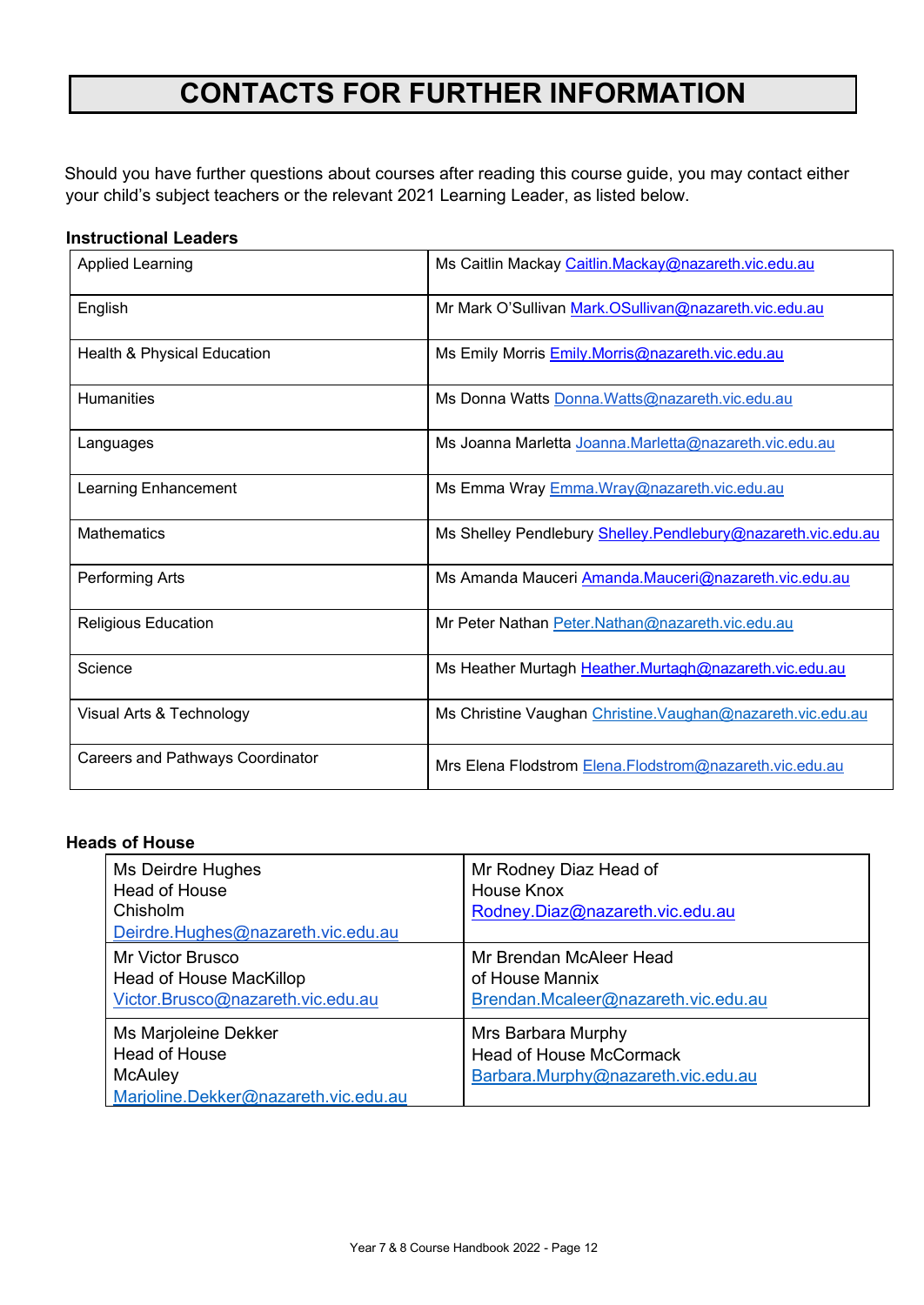# CONTACTS FOR FURTHER INFORMATION

Should you have further questions about courses after reading this course guide, you may contact either your child's subject teachers or the relevant 2021 Learning Leader, as listed below.

**Instructional Leaders**

| | |
|---|---|
| Applied Learning | Ms Caitlin Mackay Caitlin.Mackay@nazareth.vic.edu.au |
| English | Mr Mark O'Sullivan Mark.OSullivan@nazareth.vic.edu.au |
| Health & Physical Education | Ms Emily Morris Emily.Morris@nazareth.vic.edu.au |
| Humanities | Ms Donna Watts Donna.Watts@nazareth.vic.edu.au |
| Languages | Ms Joanna Marletta Joanna.Marletta@nazareth.vic.edu.au |
| Learning Enhancement | Ms Emma Wray Emma.Wray@nazareth.vic.edu.au |
| Mathematics | Ms Shelley Pendlebury Shelley.Pendlebury@nazareth.vic.edu.au |
| Performing Arts | Ms Amanda Mauceri Amanda.Mauceri@nazareth.vic.edu.au |
| Religious Education | Mr Peter Nathan Peter.Nathan@nazareth.vic.edu.au |
| Science | Ms Heather Murtagh Heather.Murtagh@nazareth.vic.edu.au |
| Visual Arts & Technology | Ms Christine Vaughan Christine.Vaughan@nazareth.vic.edu.au |
| Careers and Pathways Coordinator | Mrs Elena Flodstrom Elena.Flodstrom@nazareth.vic.edu.au |

**Heads of House**

| | |
|---|---|
| Ms Deirdre Hughes<br>Head of House<br>Chisholm<br>Deirdre.Hughes@nazareth.vic.edu.au | Mr Rodney Diaz Head of<br>House Knox<br>Rodney.Diaz@nazareth.vic.edu.au |
| Mr Victor Brusco<br>Head of House MacKillop<br>Victor.Brusco@nazareth.vic.edu.au | Mr Brendan McAleer Head<br>of House Mannix<br>Brendan.Mcaleer@nazareth.vic.edu.au |
| Ms Marjoleine Dekker<br>Head of House<br>McAuley<br>Marjoline.Dekker@nazareth.vic.edu.au | Mrs Barbara Murphy<br>Head of House McCormack<br>Barbara.Murphy@nazareth.vic.edu.au |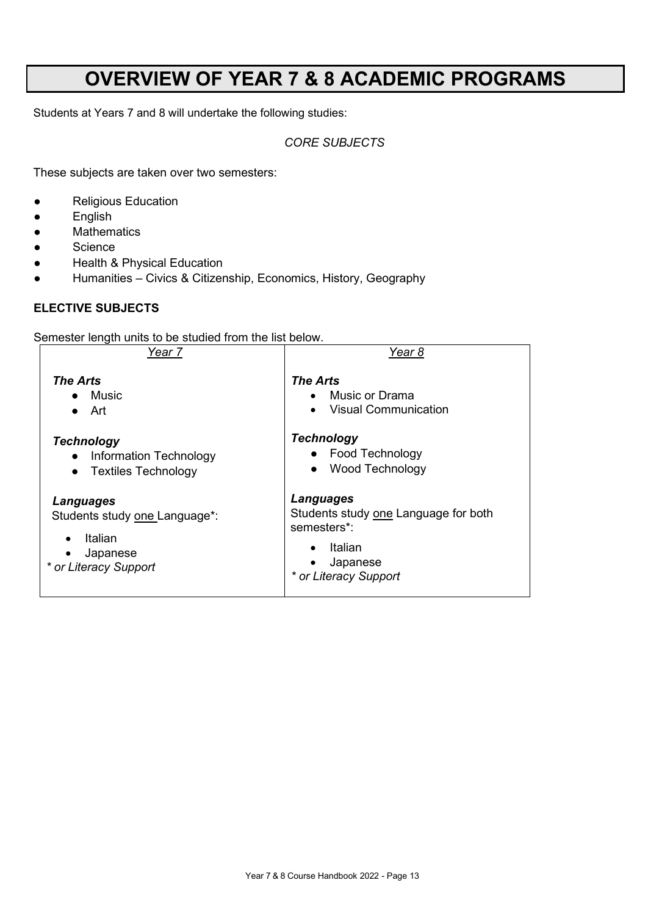# OVERVIEW OF YEAR 7 & 8 ACADEMIC PROGRAMS

Students at Years 7 and 8 will undertake the following studies:

*CORE SUBJECTS*

These subjects are taken over two semesters:

- Religious Education
- English
- Mathematics
- Science
- Health & Physical Education
- Humanities – Civics & Citizenship, Economics, History, Geography

**ELECTIVE SUBJECTS**

Semester length units to be studied from the list below.

| *Year 7* | *Year 8* |
|---|---|
| ***The Arts***<br>• Music<br>• Art | ***The Arts***<br>• Music or Drama<br>• Visual Communication |
| ***Technology***<br>• Information Technology<br>• Textiles Technology | ***Technology***<br>• Food Technology<br>• Wood Technology |
| ***Languages***<br>Students study one Language*:<br>• Italian<br>• Japanese<br>*\* or Literacy Support* | ***Languages***<br>Students study one Language for both semesters*:<br>• Italian<br>• Japanese<br>*\* or Literacy Support* |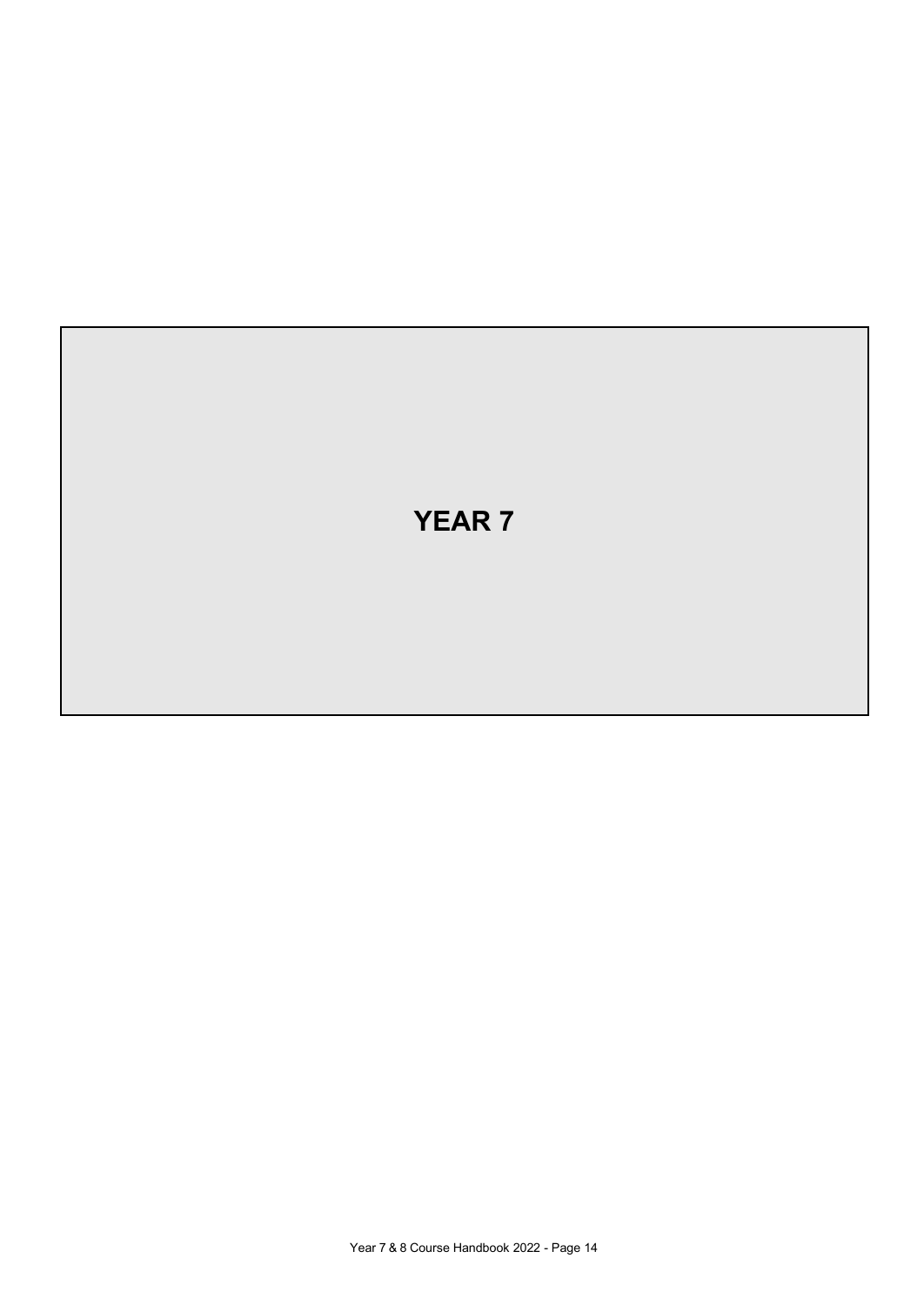# YEAR 7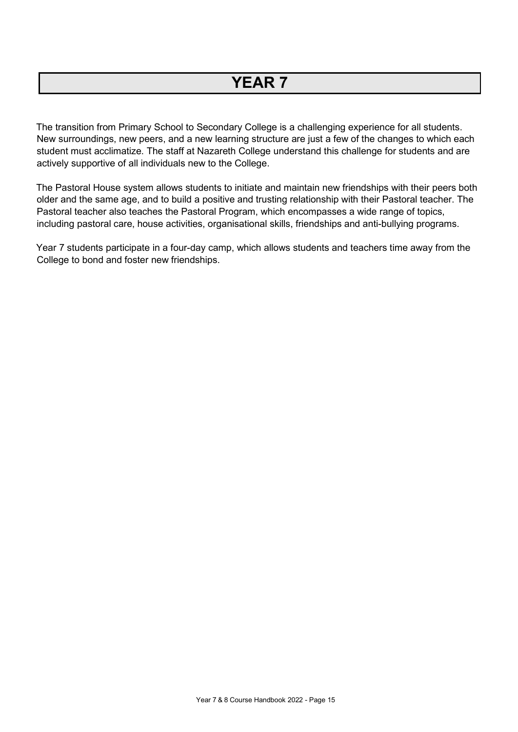# YEAR 7

The transition from Primary School to Secondary College is a challenging experience for all students. New surroundings, new peers, and a new learning structure are just a few of the changes to which each student must acclimatize. The staff at Nazareth College understand this challenge for students and are actively supportive of all individuals new to the College.

The Pastoral House system allows students to initiate and maintain new friendships with their peers both older and the same age, and to build a positive and trusting relationship with their Pastoral teacher. The Pastoral teacher also teaches the Pastoral Program, which encompasses a wide range of topics, including pastoral care, house activities, organisational skills, friendships and anti-bullying programs.

Year 7 students participate in a four-day camp, which allows students and teachers time away from the College to bond and foster new friendships.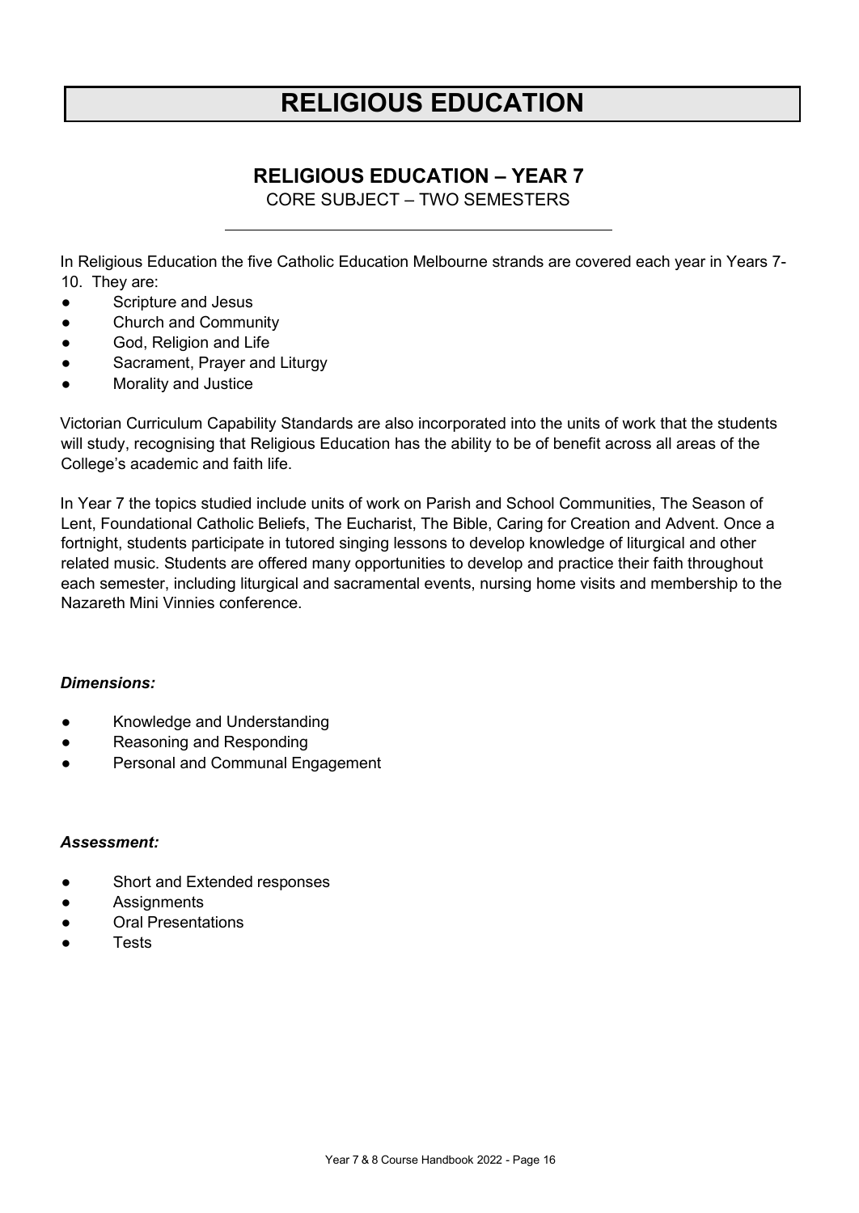# RELIGIOUS EDUCATION

## RELIGIOUS EDUCATION – YEAR 7

CORE SUBJECT – TWO SEMESTERS

In Religious Education the five Catholic Education Melbourne strands are covered each year in Years 7-10. They are:

- Scripture and Jesus
- Church and Community
- God, Religion and Life
- Sacrament, Prayer and Liturgy
- Morality and Justice

Victorian Curriculum Capability Standards are also incorporated into the units of work that the students will study, recognising that Religious Education has the ability to be of benefit across all areas of the College's academic and faith life.

In Year 7 the topics studied include units of work on Parish and School Communities, The Season of Lent, Foundational Catholic Beliefs, The Eucharist, The Bible, Caring for Creation and Advent. Once a fortnight, students participate in tutored singing lessons to develop knowledge of liturgical and other related music. Students are offered many opportunities to develop and practice their faith throughout each semester, including liturgical and sacramental events, nursing home visits and membership to the Nazareth Mini Vinnies conference.

***Dimensions:***

- Knowledge and Understanding
- Reasoning and Responding
- Personal and Communal Engagement

***Assessment:***

- Short and Extended responses
- Assignments
- Oral Presentations
- Tests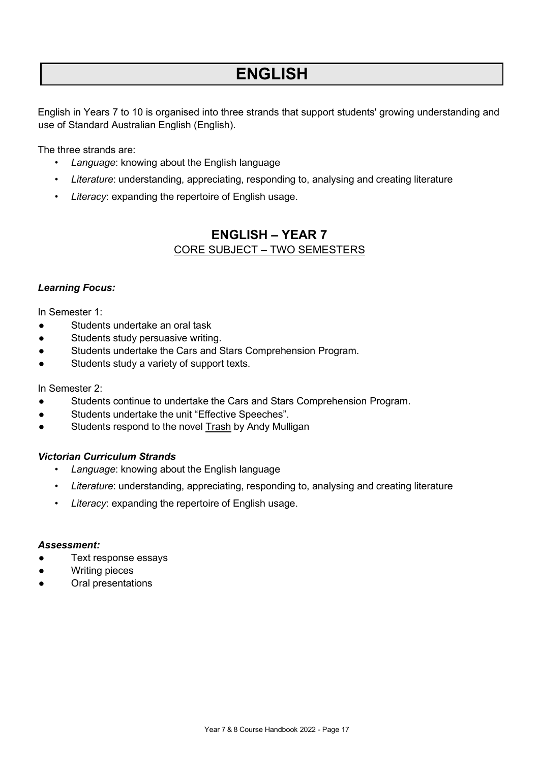# ENGLISH

English in Years 7 to 10 is organised into three strands that support students' growing understanding and use of Standard Australian English (English).

The three strands are:

- *Language*: knowing about the English language
- *Literature*: understanding, appreciating, responding to, analysing and creating literature
- *Literacy*: expanding the repertoire of English usage.

## ENGLISH – YEAR 7

CORE SUBJECT – TWO SEMESTERS

### *Learning Focus:*

In Semester 1:

- Students undertake an oral task
- Students study persuasive writing.
- Students undertake the Cars and Stars Comprehension Program.
- Students study a variety of support texts.

In Semester 2:

- Students continue to undertake the Cars and Stars Comprehension Program.
- Students undertake the unit "Effective Speeches".
- Students respond to the novel Trash by Andy Mulligan

### *Victorian Curriculum Strands*

- *Language*: knowing about the English language
- *Literature*: understanding, appreciating, responding to, analysing and creating literature
- *Literacy*: expanding the repertoire of English usage.

### *Assessment:*

- Text response essays
- Writing pieces
- Oral presentations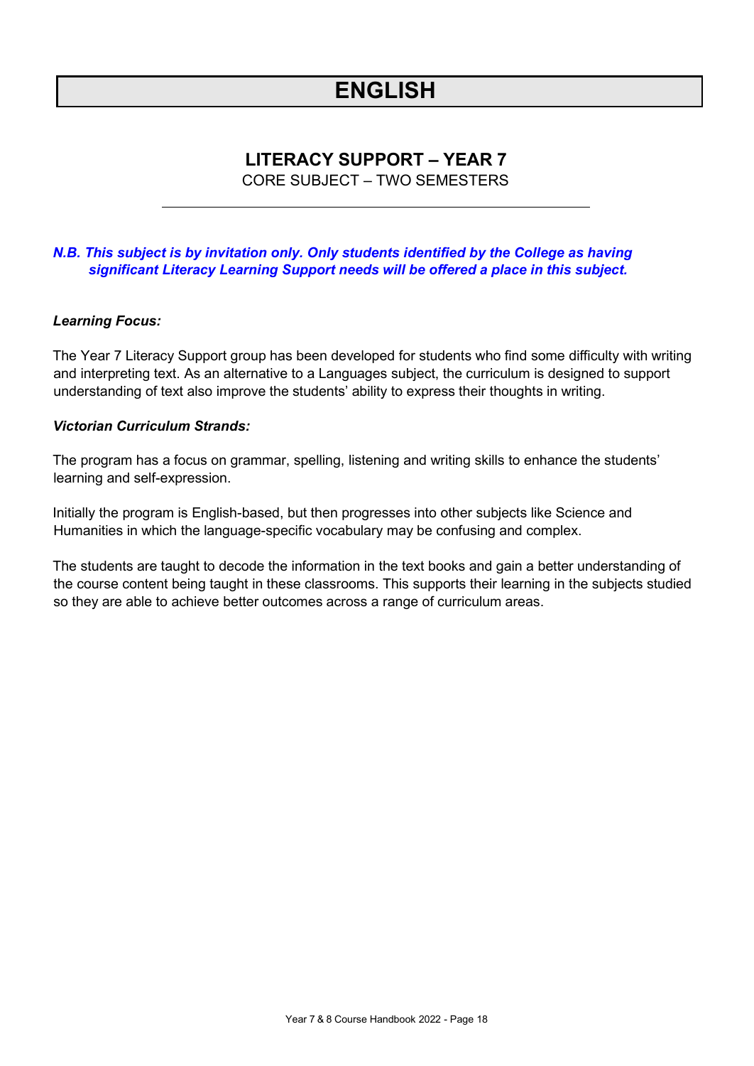# ENGLISH

## LITERACY SUPPORT – YEAR 7

CORE SUBJECT – TWO SEMESTERS

***N.B. This subject is by invitation only. Only students identified by the College as having significant Literacy Learning Support needs will be offered a place in this subject.***

***Learning Focus:***

The Year 7 Literacy Support group has been developed for students who find some difficulty with writing and interpreting text. As an alternative to a Languages subject, the curriculum is designed to support understanding of text also improve the students' ability to express their thoughts in writing.

***Victorian Curriculum Strands:***

The program has a focus on grammar, spelling, listening and writing skills to enhance the students' learning and self-expression.

Initially the program is English-based, but then progresses into other subjects like Science and Humanities in which the language-specific vocabulary may be confusing and complex.

The students are taught to decode the information in the text books and gain a better understanding of the course content being taught in these classrooms. This supports their learning in the subjects studied so they are able to achieve better outcomes across a range of curriculum areas.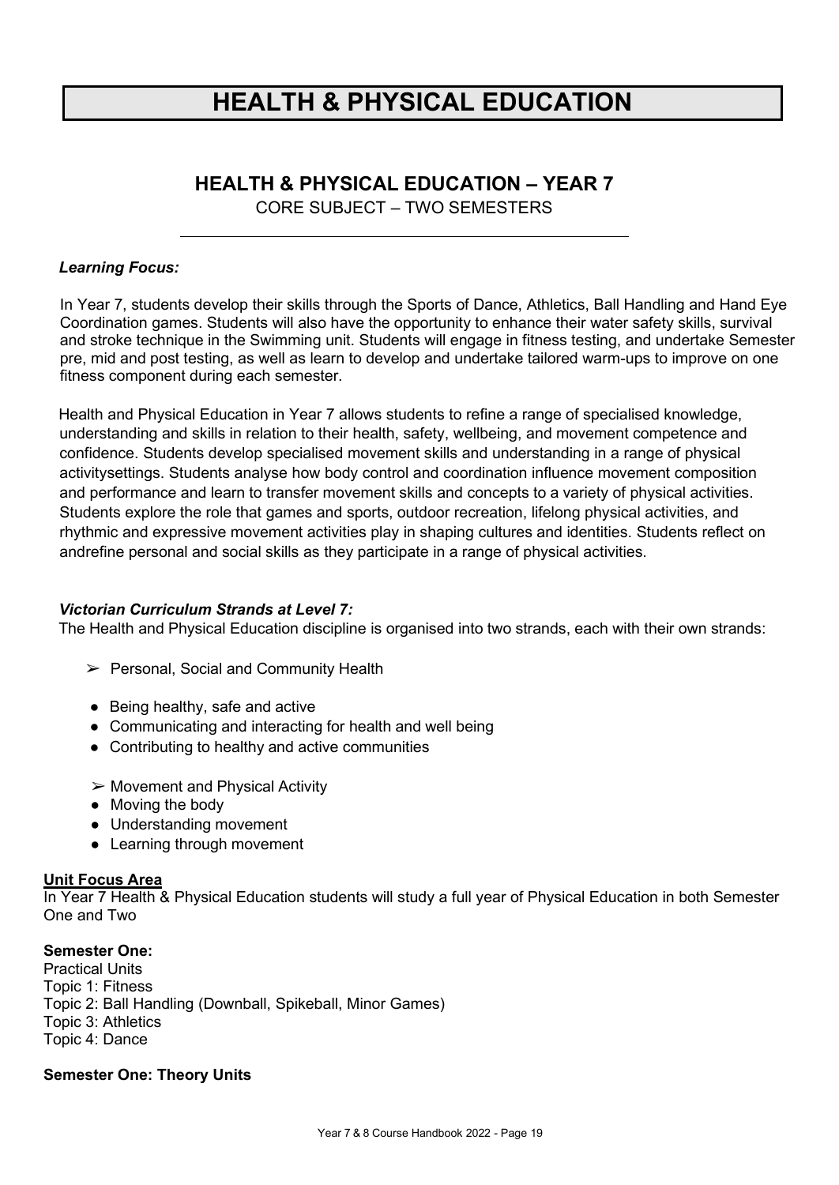# HEALTH & PHYSICAL EDUCATION

## HEALTH & PHYSICAL EDUCATION – YEAR 7

CORE SUBJECT – TWO SEMESTERS

***Learning Focus:***

In Year 7, students develop their skills through the Sports of Dance, Athletics, Ball Handling and Hand Eye Coordination games. Students will also have the opportunity to enhance their water safety skills, survival and stroke technique in the Swimming unit. Students will engage in fitness testing, and undertake Semester pre, mid and post testing, as well as learn to develop and undertake tailored warm-ups to improve on one fitness component during each semester.

Health and Physical Education in Year 7 allows students to refine a range of specialised knowledge, understanding and skills in relation to their health, safety, wellbeing, and movement competence and confidence. Students develop specialised movement skills and understanding in a range of physical activitysettings. Students analyse how body control and coordination influence movement composition and performance and learn to transfer movement skills and concepts to a variety of physical activities. Students explore the role that games and sports, outdoor recreation, lifelong physical activities, and rhythmic and expressive movement activities play in shaping cultures and identities. Students reflect on andrefine personal and social skills as they participate in a range of physical activities.

***Victorian Curriculum Strands at Level 7:***

The Health and Physical Education discipline is organised into two strands, each with their own strands:

➢ Personal, Social and Community Health

- Being healthy, safe and active
- Communicating and interacting for health and well being
- Contributing to healthy and active communities

➢ Movement and Physical Activity

- Moving the body
- Understanding movement
- Learning through movement

**Unit Focus Area**

In Year 7 Health & Physical Education students will study a full year of Physical Education in both Semester One and Two

**Semester One:**

Practical Units
Topic 1: Fitness
Topic 2: Ball Handling (Downball, Spikeball, Minor Games)
Topic 3: Athletics
Topic 4: Dance

**Semester One: Theory Units**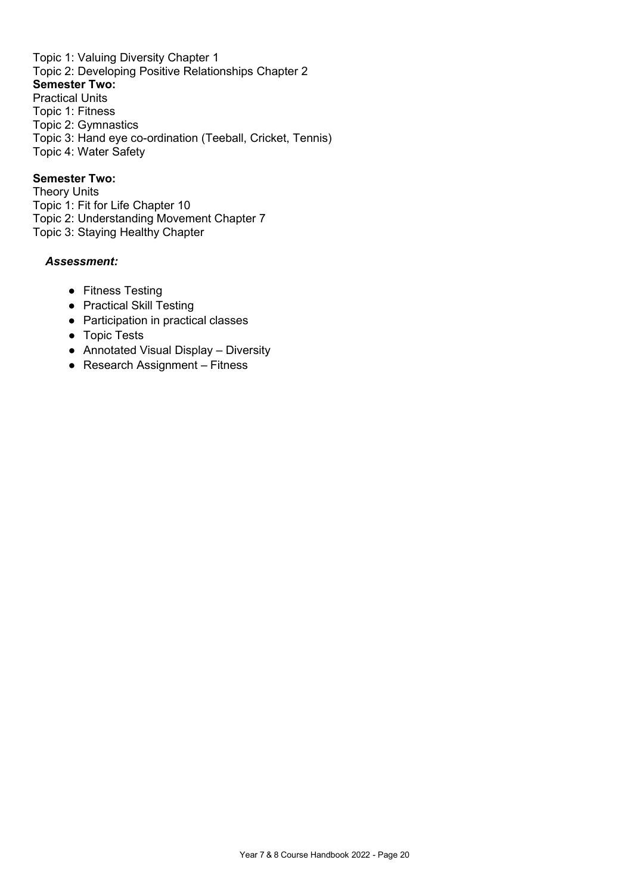Topic 1: Valuing Diversity Chapter 1
Topic 2: Developing Positive Relationships Chapter 2

**Semester Two:**

Practical Units
Topic 1: Fitness
Topic 2: Gymnastics
Topic 3: Hand eye co-ordination (Teeball, Cricket, Tennis)
Topic 4: Water Safety

**Semester Two:**

Theory Units
Topic 1: Fit for Life Chapter 10
Topic 2: Understanding Movement Chapter 7
Topic 3: Staying Healthy Chapter

***Assessment:***

- Fitness Testing
- Practical Skill Testing
- Participation in practical classes
- Topic Tests
- Annotated Visual Display – Diversity
- Research Assignment – Fitness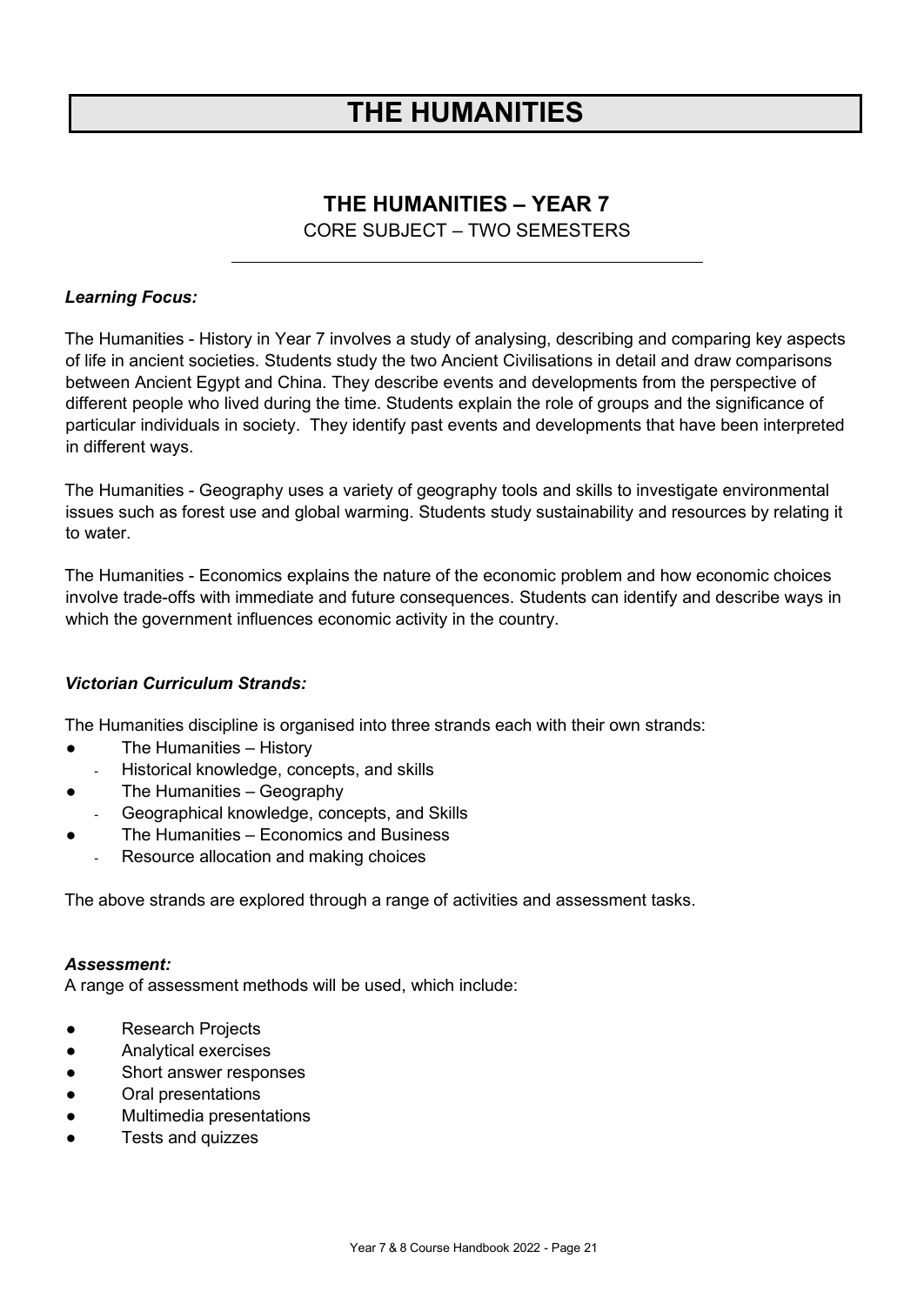# THE HUMANITIES

## THE HUMANITIES – YEAR 7

CORE SUBJECT – TWO SEMESTERS

***Learning Focus:***

The Humanities - History in Year 7 involves a study of analysing, describing and comparing key aspects of life in ancient societies. Students study the two Ancient Civilisations in detail and draw comparisons between Ancient Egypt and China. They describe events and developments from the perspective of different people who lived during the time. Students explain the role of groups and the significance of particular individuals in society. They identify past events and developments that have been interpreted in different ways.

The Humanities - Geography uses a variety of geography tools and skills to investigate environmental issues such as forest use and global warming. Students study sustainability and resources by relating it to water.

The Humanities - Economics explains the nature of the economic problem and how economic choices involve trade-offs with immediate and future consequences. Students can identify and describe ways in which the government influences economic activity in the country.

***Victorian Curriculum Strands:***

The Humanities discipline is organised into three strands each with their own strands:

- The Humanities – History
  - Historical knowledge, concepts, and skills
- The Humanities – Geography
  - Geographical knowledge, concepts, and Skills
- The Humanities – Economics and Business
  - Resource allocation and making choices

The above strands are explored through a range of activities and assessment tasks.

***Assessment:***

A range of assessment methods will be used, which include:

- Research Projects
- Analytical exercises
- Short answer responses
- Oral presentations
- Multimedia presentations
- Tests and quizzes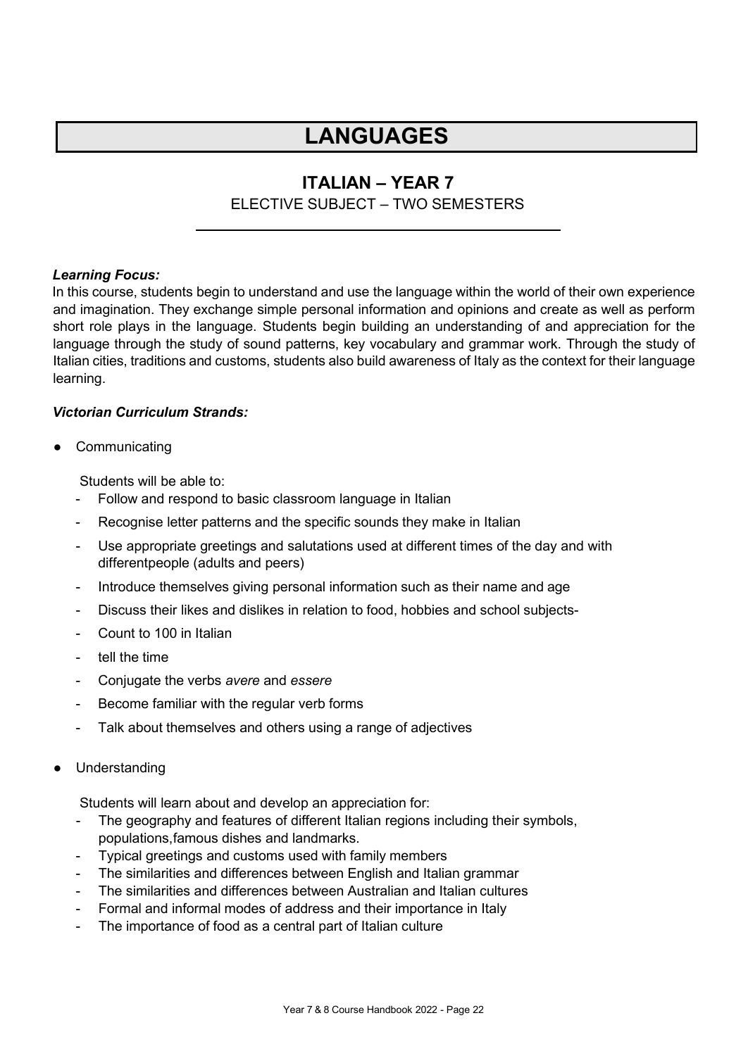# LANGUAGES

## ITALIAN – YEAR 7

ELECTIVE SUBJECT – TWO SEMESTERS

***Learning Focus:***

In this course, students begin to understand and use the language within the world of their own experience and imagination. They exchange simple personal information and opinions and create as well as perform short role plays in the language. Students begin building an understanding of and appreciation for the language through the study of sound patterns, key vocabulary and grammar work. Through the study of Italian cities, traditions and customs, students also build awareness of Italy as the context for their language learning.

***Victorian Curriculum Strands:***

- Communicating

  Students will be able to:
  - Follow and respond to basic classroom language in Italian
  - Recognise letter patterns and the specific sounds they make in Italian
  - Use appropriate greetings and salutations used at different times of the day and with differentpeople (adults and peers)
  - Introduce themselves giving personal information such as their name and age
  - Discuss their likes and dislikes in relation to food, hobbies and school subjects-
  - Count to 100 in Italian
  - tell the time
  - Conjugate the verbs *avere* and *essere*
  - Become familiar with the regular verb forms
  - Talk about themselves and others using a range of adjectives

- Understanding

  Students will learn about and develop an appreciation for:
  - The geography and features of different Italian regions including their symbols, populations,famous dishes and landmarks.
  - Typical greetings and customs used with family members
  - The similarities and differences between English and Italian grammar
  - The similarities and differences between Australian and Italian cultures
  - Formal and informal modes of address and their importance in Italy
  - The importance of food as a central part of Italian culture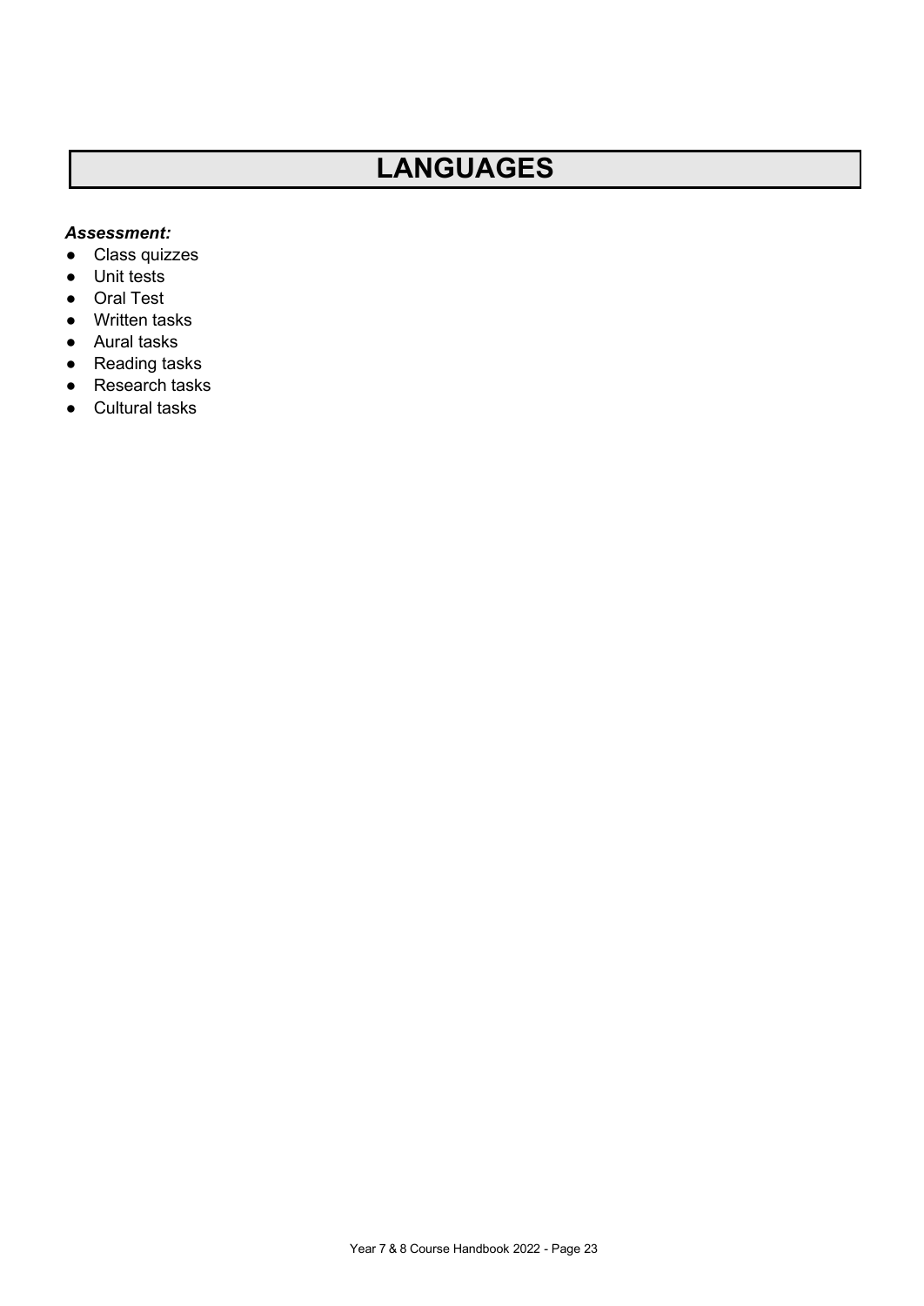# LANGUAGES

***Assessment:***

- Class quizzes
- Unit tests
- Oral Test
- Written tasks
- Aural tasks
- Reading tasks
- Research tasks
- Cultural tasks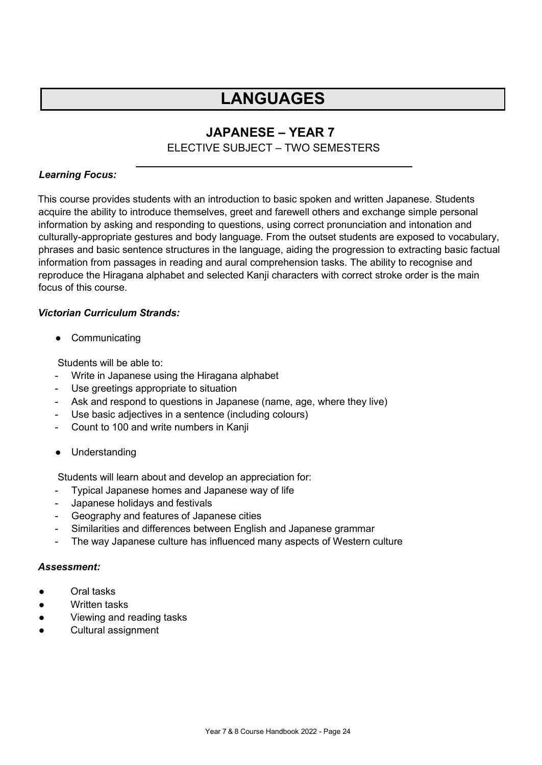# LANGUAGES

## JAPANESE – YEAR 7

ELECTIVE SUBJECT – TWO SEMESTERS

***Learning Focus:***

This course provides students with an introduction to basic spoken and written Japanese. Students acquire the ability to introduce themselves, greet and farewell others and exchange simple personal information by asking and responding to questions, using correct pronunciation and intonation and culturally-appropriate gestures and body language. From the outset students are exposed to vocabulary, phrases and basic sentence structures in the language, aiding the progression to extracting basic factual information from passages in reading and aural comprehension tasks. The ability to recognise and reproduce the Hiragana alphabet and selected Kanji characters with correct stroke order is the main focus of this course.

***Victorian Curriculum Strands:***

- Communicating

Students will be able to:

- Write in Japanese using the Hiragana alphabet
- Use greetings appropriate to situation
- Ask and respond to questions in Japanese (name, age, where they live)
- Use basic adjectives in a sentence (including colours)
- Count to 100 and write numbers in Kanji

- Understanding

Students will learn about and develop an appreciation for:

- Typical Japanese homes and Japanese way of life
- Japanese holidays and festivals
- Geography and features of Japanese cities
- Similarities and differences between English and Japanese grammar
- The way Japanese culture has influenced many aspects of Western culture

***Assessment:***

- Oral tasks
- Written tasks
- Viewing and reading tasks
- Cultural assignment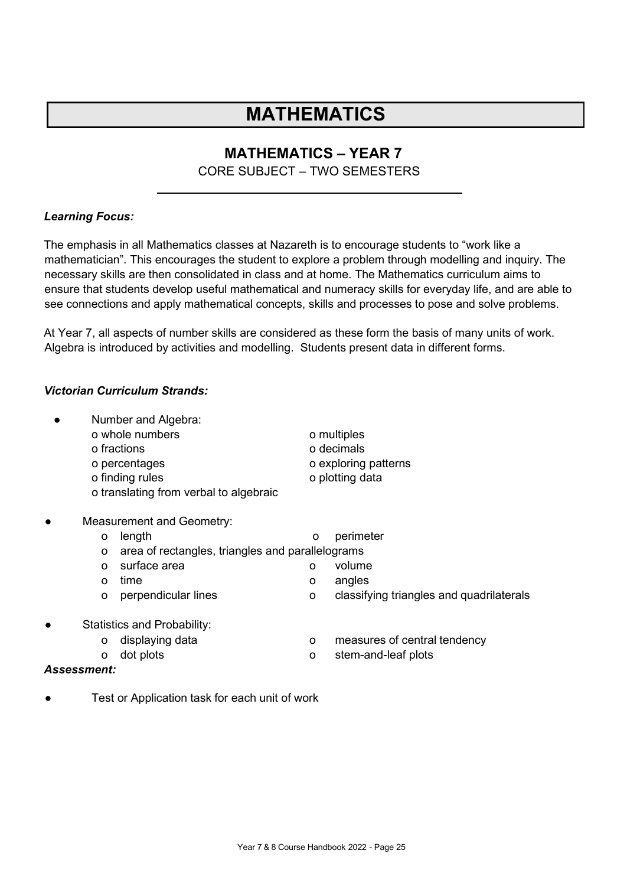# MATHEMATICS

## MATHEMATICS – YEAR 7

CORE SUBJECT – TWO SEMESTERS

***Learning Focus:***

The emphasis in all Mathematics classes at Nazareth is to encourage students to "work like a mathematician". This encourages the student to explore a problem through modelling and inquiry. The necessary skills are then consolidated in class and at home. The Mathematics curriculum aims to ensure that students develop useful mathematical and numeracy skills for everyday life, and are able to see connections and apply mathematical concepts, skills and processes to pose and solve problems.

At Year 7, all aspects of number skills are considered as these form the basis of many units of work. Algebra is introduced by activities and modelling. Students present data in different forms.

***Victorian Curriculum Strands:***

- Number and Algebra:
  - whole numbers
  - multiples
  - fractions
  - decimals
  - percentages
  - exploring patterns
  - finding rules
  - plotting data
  - translating from verbal to algebraic
- Measurement and Geometry:
  - length
  - perimeter
  - area of rectangles, triangles and parallelograms
  - surface area
  - volume
  - time
  - angles
  - perpendicular lines
  - classifying triangles and quadrilaterals
- Statistics and Probability:
  - displaying data
  - measures of central tendency
  - dot plots
  - stem-and-leaf plots

***Assessment:***

- Test or Application task for each unit of work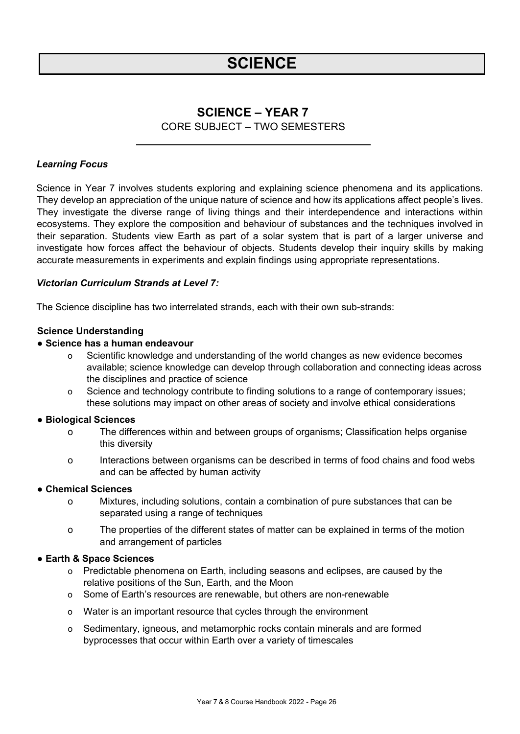# SCIENCE

## SCIENCE – YEAR 7

CORE SUBJECT – TWO SEMESTERS

***Learning Focus***

Science in Year 7 involves students exploring and explaining science phenomena and its applications. They develop an appreciation of the unique nature of science and how its applications affect people's lives. They investigate the diverse range of living things and their interdependence and interactions within ecosystems. They explore the composition and behaviour of substances and the techniques involved in their separation. Students view Earth as part of a solar system that is part of a larger universe and investigate how forces affect the behaviour of objects. Students develop their inquiry skills by making accurate measurements in experiments and explain findings using appropriate representations.

***Victorian Curriculum Strands at Level 7:***

The Science discipline has two interrelated strands, each with their own sub-strands:

**Science Understanding**

- **Science has a human endeavour**
  - Scientific knowledge and understanding of the world changes as new evidence becomes available; science knowledge can develop through collaboration and connecting ideas across the disciplines and practice of science
  - Science and technology contribute to finding solutions to a range of contemporary issues; these solutions may impact on other areas of society and involve ethical considerations

- **Biological Sciences**
  - The differences within and between groups of organisms; Classification helps organise this diversity
  - Interactions between organisms can be described in terms of food chains and food webs and can be affected by human activity

- **Chemical Sciences**
  - Mixtures, including solutions, contain a combination of pure substances that can be separated using a range of techniques
  - The properties of the different states of matter can be explained in terms of the motion and arrangement of particles

- **Earth & Space Sciences**
  - Predictable phenomena on Earth, including seasons and eclipses, are caused by the relative positions of the Sun, Earth, and the Moon
  - Some of Earth's resources are renewable, but others are non-renewable
  - Water is an important resource that cycles through the environment
  - Sedimentary, igneous, and metamorphic rocks contain minerals and are formed byprocesses that occur within Earth over a variety of timescales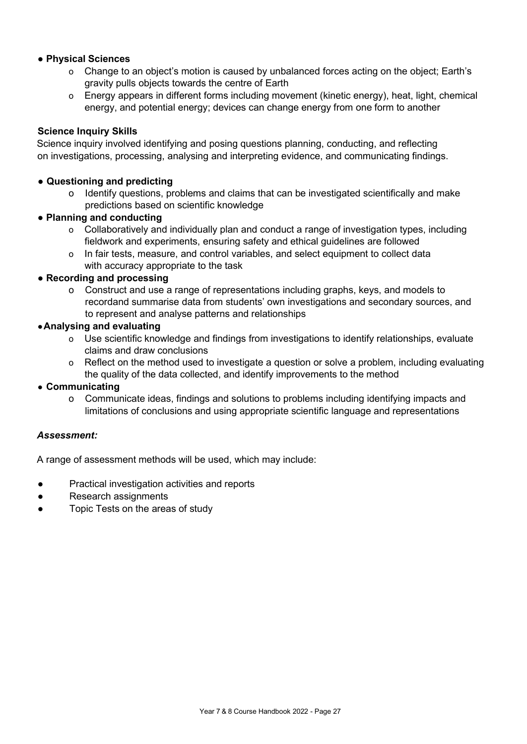- **Physical Sciences**
  - Change to an object's motion is caused by unbalanced forces acting on the object; Earth's gravity pulls objects towards the centre of Earth
  - Energy appears in different forms including movement (kinetic energy), heat, light, chemical energy, and potential energy; devices can change energy from one form to another

**Science Inquiry Skills**

Science inquiry involved identifying and posing questions planning, conducting, and reflecting on investigations, processing, analysing and interpreting evidence, and communicating findings.

- **Questioning and predicting**
  - Identify questions, problems and claims that can be investigated scientifically and make predictions based on scientific knowledge
- **Planning and conducting**
  - Collaboratively and individually plan and conduct a range of investigation types, including fieldwork and experiments, ensuring safety and ethical guidelines are followed
  - In fair tests, measure, and control variables, and select equipment to collect data with accuracy appropriate to the task
- **Recording and processing**
  - Construct and use a range of representations including graphs, keys, and models to recordand summarise data from students' own investigations and secondary sources, and to represent and analyse patterns and relationships
- **Analysing and evaluating**
  - Use scientific knowledge and findings from investigations to identify relationships, evaluate claims and draw conclusions
  - Reflect on the method used to investigate a question or solve a problem, including evaluating the quality of the data collected, and identify improvements to the method
- **Communicating**
  - Communicate ideas, findings and solutions to problems including identifying impacts and limitations of conclusions and using appropriate scientific language and representations

***Assessment:***

A range of assessment methods will be used, which may include:

- Practical investigation activities and reports
- Research assignments
- Topic Tests on the areas of study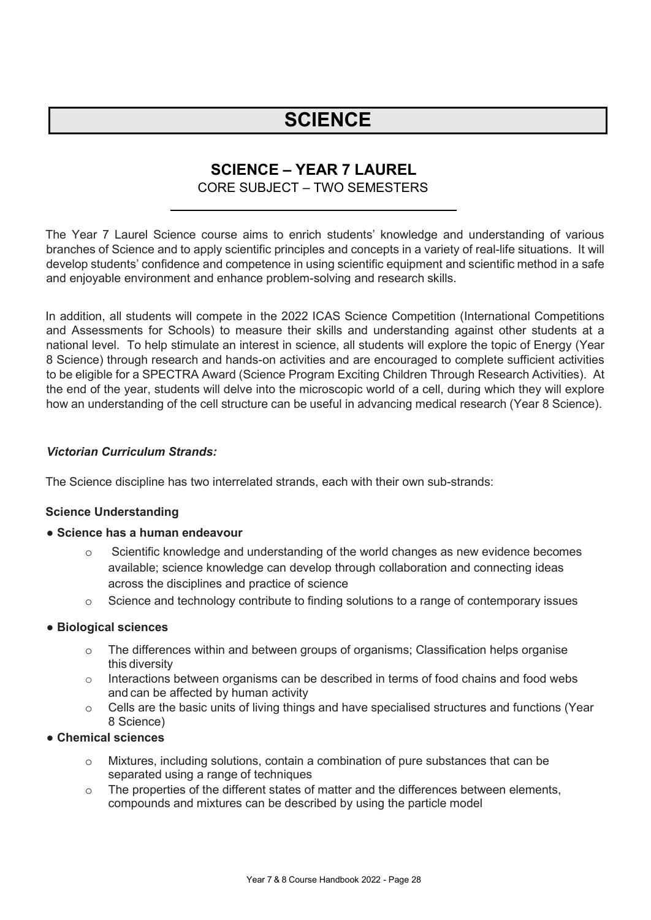# SCIENCE

## SCIENCE – YEAR 7 LAUREL

CORE SUBJECT – TWO SEMESTERS

The Year 7 Laurel Science course aims to enrich students' knowledge and understanding of various branches of Science and to apply scientific principles and concepts in a variety of real-life situations. It will develop students' confidence and competence in using scientific equipment and scientific method in a safe and enjoyable environment and enhance problem-solving and research skills.

In addition, all students will compete in the 2022 ICAS Science Competition (International Competitions and Assessments for Schools) to measure their skills and understanding against other students at a national level. To help stimulate an interest in science, all students will explore the topic of Energy (Year 8 Science) through research and hands-on activities and are encouraged to complete sufficient activities to be eligible for a SPECTRA Award (Science Program Exciting Children Through Research Activities). At the end of the year, students will delve into the microscopic world of a cell, during which they will explore how an understanding of the cell structure can be useful in advancing medical research (Year 8 Science).

***Victorian Curriculum Strands:***

The Science discipline has two interrelated strands, each with their own sub-strands:

**Science Understanding**

- **Science has a human endeavour**
  - Scientific knowledge and understanding of the world changes as new evidence becomes available; science knowledge can develop through collaboration and connecting ideas across the disciplines and practice of science
  - Science and technology contribute to finding solutions to a range of contemporary issues
- **Biological sciences**
  - The differences within and between groups of organisms; Classification helps organise this diversity
  - Interactions between organisms can be described in terms of food chains and food webs and can be affected by human activity
  - Cells are the basic units of living things and have specialised structures and functions (Year 8 Science)
- **Chemical sciences**
  - Mixtures, including solutions, contain a combination of pure substances that can be separated using a range of techniques
  - The properties of the different states of matter and the differences between elements, compounds and mixtures can be described by using the particle model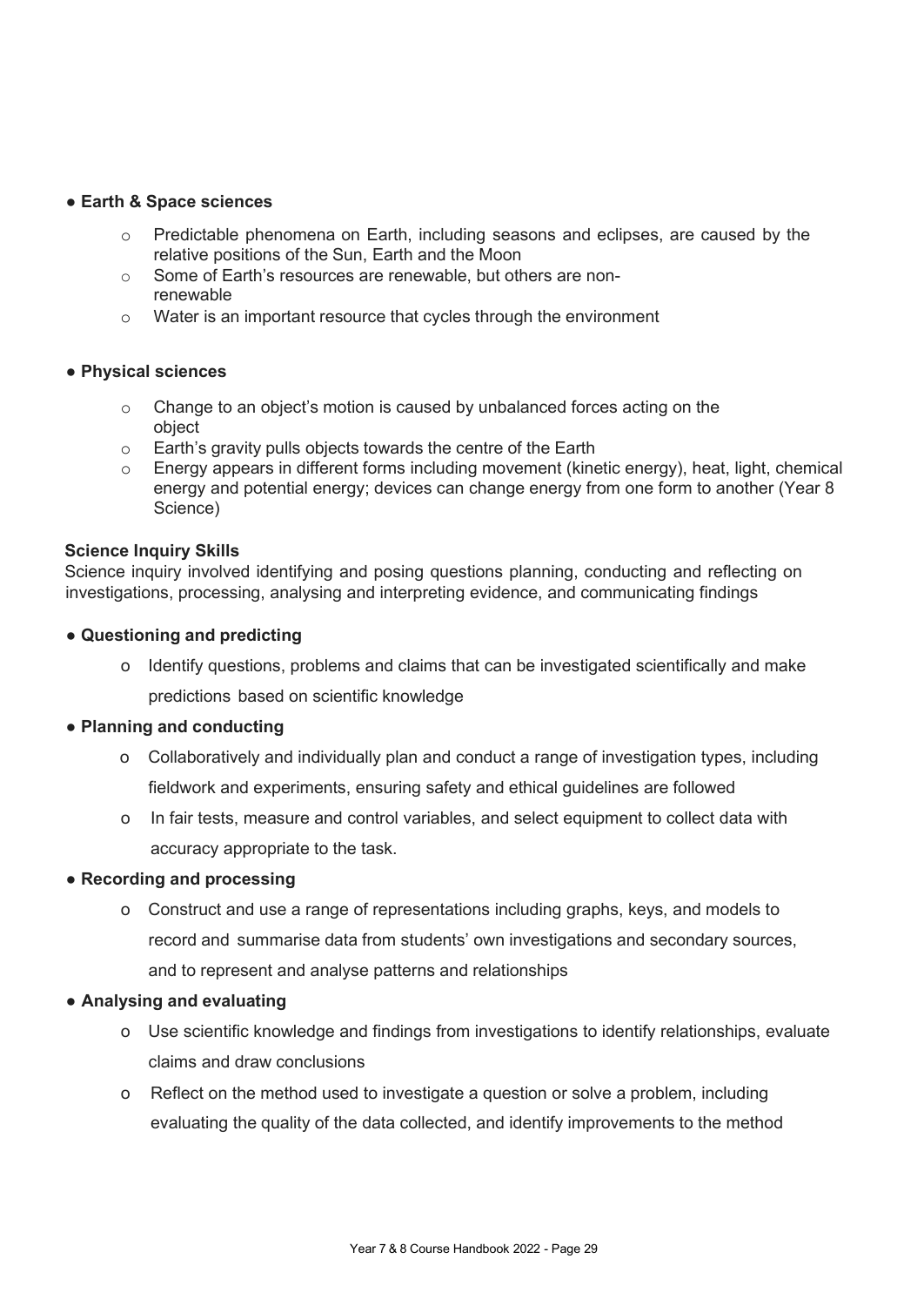- **Earth & Space sciences**
  - Predictable phenomena on Earth, including seasons and eclipses, are caused by the relative positions of the Sun, Earth and the Moon
  - Some of Earth's resources are renewable, but others are non-renewable
  - Water is an important resource that cycles through the environment

- **Physical sciences**
  - Change to an object's motion is caused by unbalanced forces acting on the object
  - Earth's gravity pulls objects towards the centre of the Earth
  - Energy appears in different forms including movement (kinetic energy), heat, light, chemical energy and potential energy; devices can change energy from one form to another (Year 8 Science)

**Science Inquiry Skills**

Science inquiry involved identifying and posing questions planning, conducting and reflecting on investigations, processing, analysing and interpreting evidence, and communicating findings

- **Questioning and predicting**
  - Identify questions, problems and claims that can be investigated scientifically and make predictions based on scientific knowledge

- **Planning and conducting**
  - Collaboratively and individually plan and conduct a range of investigation types, including fieldwork and experiments, ensuring safety and ethical guidelines are followed
  - In fair tests, measure and control variables, and select equipment to collect data with accuracy appropriate to the task.

- **Recording and processing**
  - Construct and use a range of representations including graphs, keys, and models to record and summarise data from students' own investigations and secondary sources, and to represent and analyse patterns and relationships

- **Analysing and evaluating**
  - Use scientific knowledge and findings from investigations to identify relationships, evaluate claims and draw conclusions
  - Reflect on the method used to investigate a question or solve a problem, including evaluating the quality of the data collected, and identify improvements to the method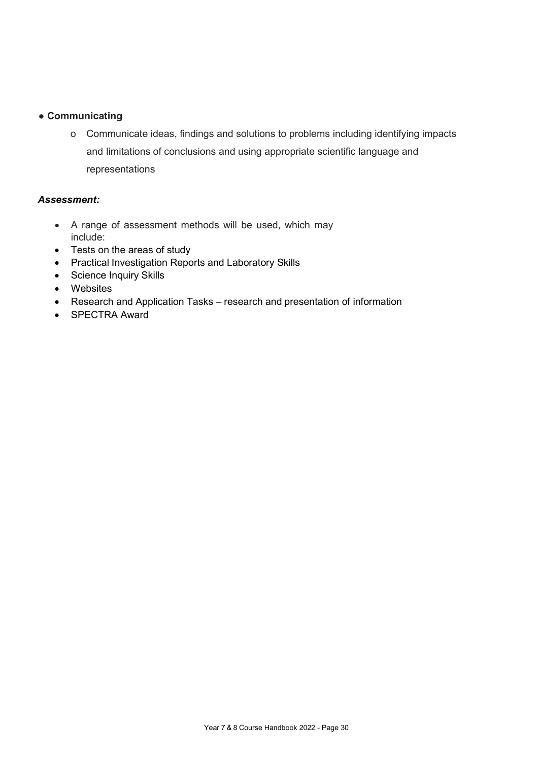- **Communicating**
    - Communicate ideas, findings and solutions to problems including identifying impacts and limitations of conclusions and using appropriate scientific language and representations

***Assessment:***

- A range of assessment methods will be used, which may include:
- Tests on the areas of study
- Practical Investigation Reports and Laboratory Skills
- Science Inquiry Skills
- Websites
- Research and Application Tasks – research and presentation of information
- SPECTRA Award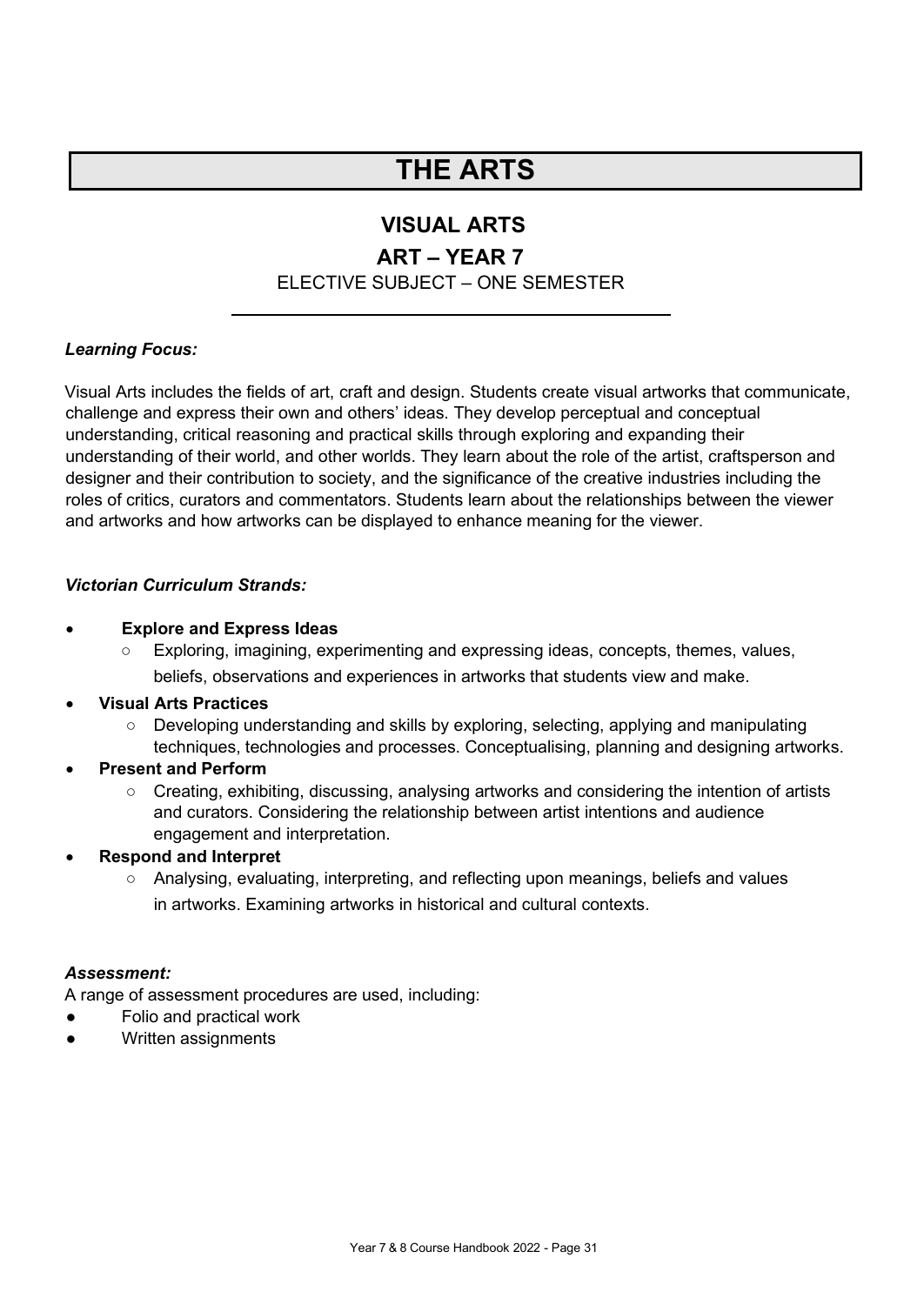# THE ARTS

## VISUAL ARTS

## ART – YEAR 7

ELECTIVE SUBJECT – ONE SEMESTER

***Learning Focus:***

Visual Arts includes the fields of art, craft and design. Students create visual artworks that communicate, challenge and express their own and others' ideas. They develop perceptual and conceptual understanding, critical reasoning and practical skills through exploring and expanding their understanding of their world, and other worlds. They learn about the role of the artist, craftsperson and designer and their contribution to society, and the significance of the creative industries including the roles of critics, curators and commentators. Students learn about the relationships between the viewer and artworks and how artworks can be displayed to enhance meaning for the viewer.

***Victorian Curriculum Strands:***

- **Explore and Express Ideas**
  - Exploring, imagining, experimenting and expressing ideas, concepts, themes, values, beliefs, observations and experiences in artworks that students view and make.
- **Visual Arts Practices**
  - Developing understanding and skills by exploring, selecting, applying and manipulating techniques, technologies and processes. Conceptualising, planning and designing artworks.
- **Present and Perform**
  - Creating, exhibiting, discussing, analysing artworks and considering the intention of artists and curators. Considering the relationship between artist intentions and audience engagement and interpretation.
- **Respond and Interpret**
  - Analysing, evaluating, interpreting, and reflecting upon meanings, beliefs and values in artworks. Examining artworks in historical and cultural contexts.

***Assessment:***

A range of assessment procedures are used, including:

- Folio and practical work
- Written assignments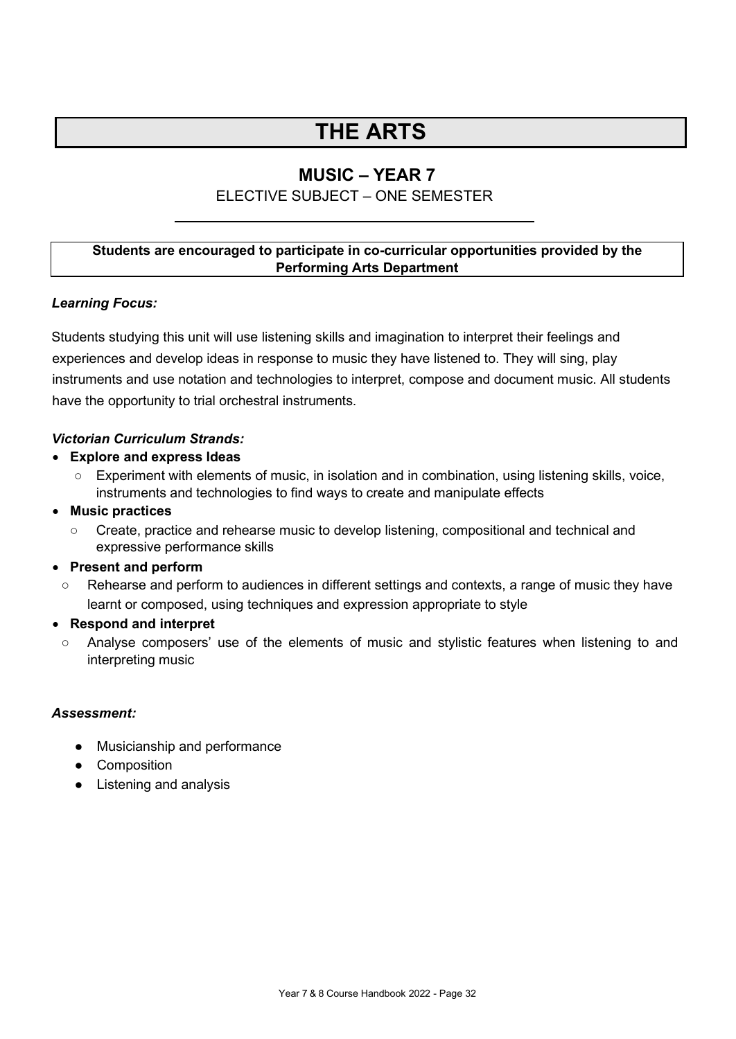# THE ARTS

## MUSIC – YEAR 7

ELECTIVE SUBJECT – ONE SEMESTER

**Students are encouraged to participate in co-curricular opportunities provided by the Performing Arts Department**

***Learning Focus:***

Students studying this unit will use listening skills and imagination to interpret their feelings and experiences and develop ideas in response to music they have listened to. They will sing, play instruments and use notation and technologies to interpret, compose and document music. All students have the opportunity to trial orchestral instruments.

***Victorian Curriculum Strands:***

- **Explore and express Ideas**
  - Experiment with elements of music, in isolation and in combination, using listening skills, voice, instruments and technologies to find ways to create and manipulate effects
- **Music practices**
  - Create, practice and rehearse music to develop listening, compositional and technical and expressive performance skills
- **Present and perform**
  - Rehearse and perform to audiences in different settings and contexts, a range of music they have learnt or composed, using techniques and expression appropriate to style
- **Respond and interpret**
  - Analyse composers' use of the elements of music and stylistic features when listening to and interpreting music

***Assessment:***

- Musicianship and performance
- Composition
- Listening and analysis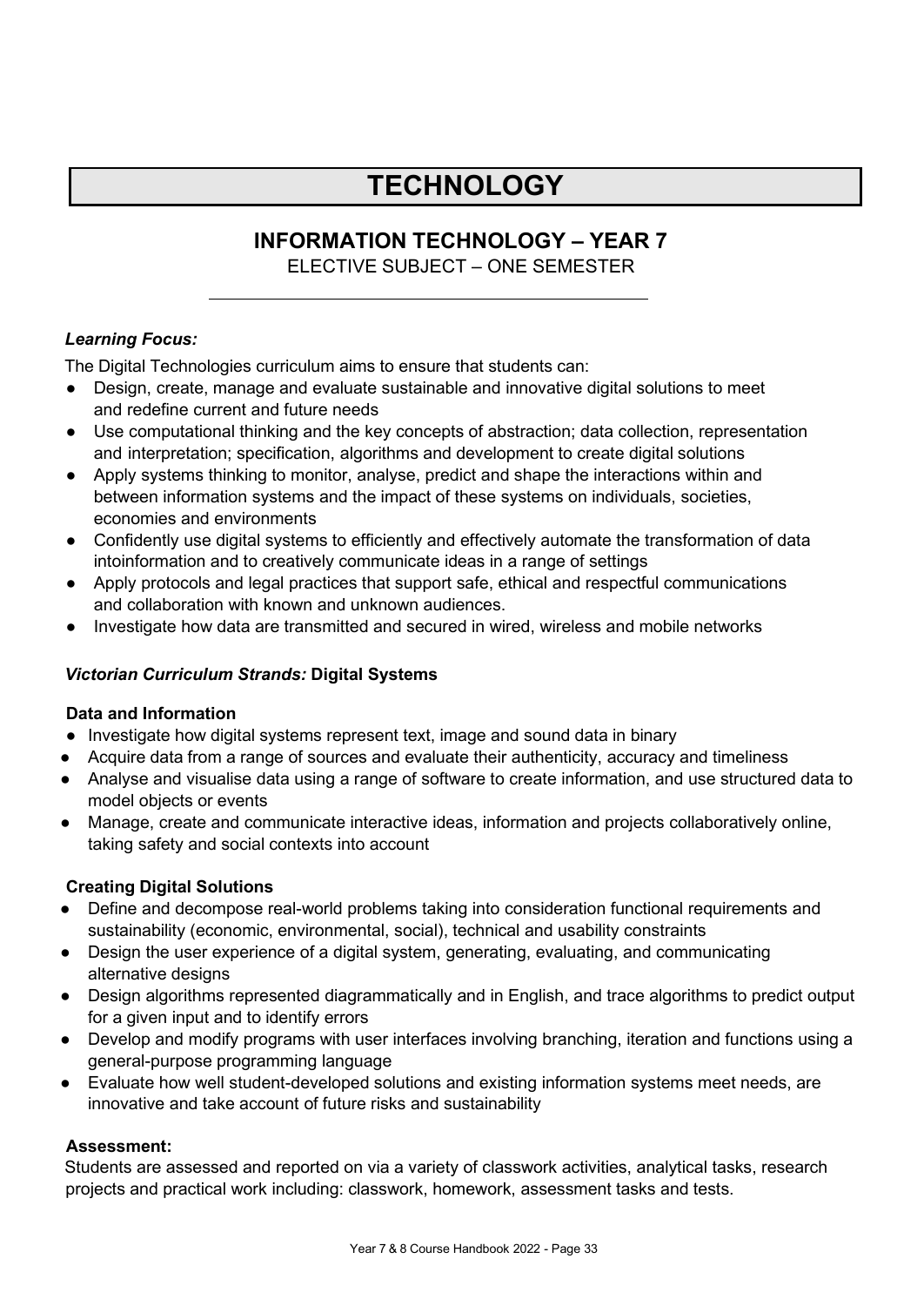# TECHNOLOGY

## INFORMATION TECHNOLOGY – YEAR 7

ELECTIVE SUBJECT – ONE SEMESTER

---

***Learning Focus:***

The Digital Technologies curriculum aims to ensure that students can:

- Design, create, manage and evaluate sustainable and innovative digital solutions to meet and redefine current and future needs
- Use computational thinking and the key concepts of abstraction; data collection, representation and interpretation; specification, algorithms and development to create digital solutions
- Apply systems thinking to monitor, analyse, predict and shape the interactions within and between information systems and the impact of these systems on individuals, societies, economies and environments
- Confidently use digital systems to efficiently and effectively automate the transformation of data intoinformation and to creatively communicate ideas in a range of settings
- Apply protocols and legal practices that support safe, ethical and respectful communications and collaboration with known and unknown audiences.
- Investigate how data are transmitted and secured in wired, wireless and mobile networks

***Victorian Curriculum Strands:*** **Digital Systems**

**Data and Information**

- Investigate how digital systems represent text, image and sound data in binary
- Acquire data from a range of sources and evaluate their authenticity, accuracy and timeliness
- Analyse and visualise data using a range of software to create information, and use structured data to model objects or events
- Manage, create and communicate interactive ideas, information and projects collaboratively online, taking safety and social contexts into account

**Creating Digital Solutions**

- Define and decompose real-world problems taking into consideration functional requirements and sustainability (economic, environmental, social), technical and usability constraints
- Design the user experience of a digital system, generating, evaluating, and communicating alternative designs
- Design algorithms represented diagrammatically and in English, and trace algorithms to predict output for a given input and to identify errors
- Develop and modify programs with user interfaces involving branching, iteration and functions using a general-purpose programming language
- Evaluate how well student-developed solutions and existing information systems meet needs, are innovative and take account of future risks and sustainability

**Assessment:**

Students are assessed and reported on via a variety of classwork activities, analytical tasks, research projects and practical work including: classwork, homework, assessment tasks and tests.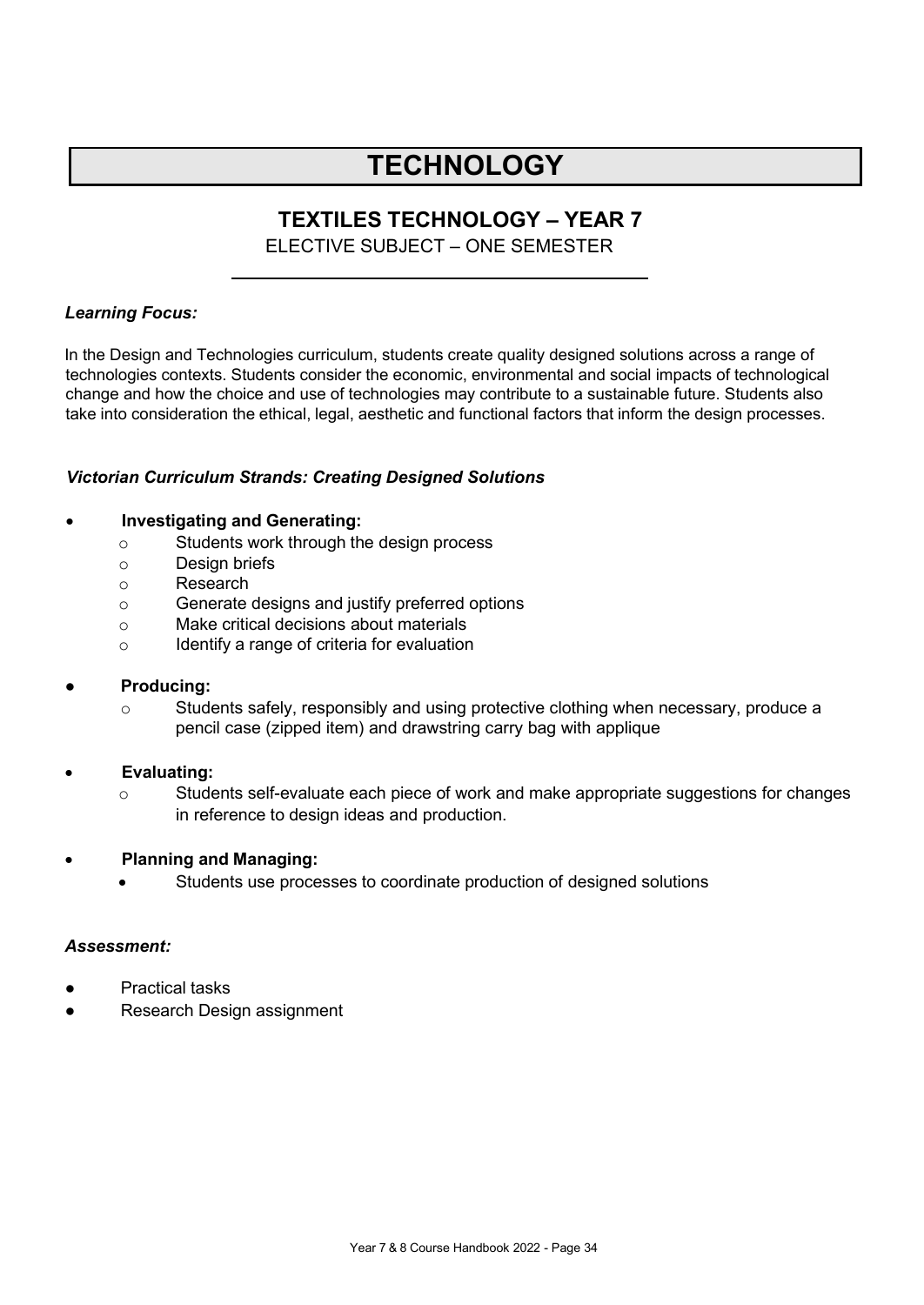# TECHNOLOGY

## TEXTILES TECHNOLOGY – YEAR 7

ELECTIVE SUBJECT – ONE SEMESTER

### *Learning Focus:*

In the Design and Technologies curriculum, students create quality designed solutions across a range of technologies contexts. Students consider the economic, environmental and social impacts of technological change and how the choice and use of technologies may contribute to a sustainable future. Students also take into consideration the ethical, legal, aesthetic and functional factors that inform the design processes.

### *Victorian Curriculum Strands: Creating Designed Solutions*

- **Investigating and Generating:**
  - Students work through the design process
  - Design briefs
  - Research
  - Generate designs and justify preferred options
  - Make critical decisions about materials
  - Identify a range of criteria for evaluation
- **Producing:**
  - Students safely, responsibly and using protective clothing when necessary, produce a pencil case (zipped item) and drawstring carry bag with applique
- **Evaluating:**
  - Students self-evaluate each piece of work and make appropriate suggestions for changes in reference to design ideas and production.
- **Planning and Managing:**
  - Students use processes to coordinate production of designed solutions

### *Assessment:*

- Practical tasks
- Research Design assignment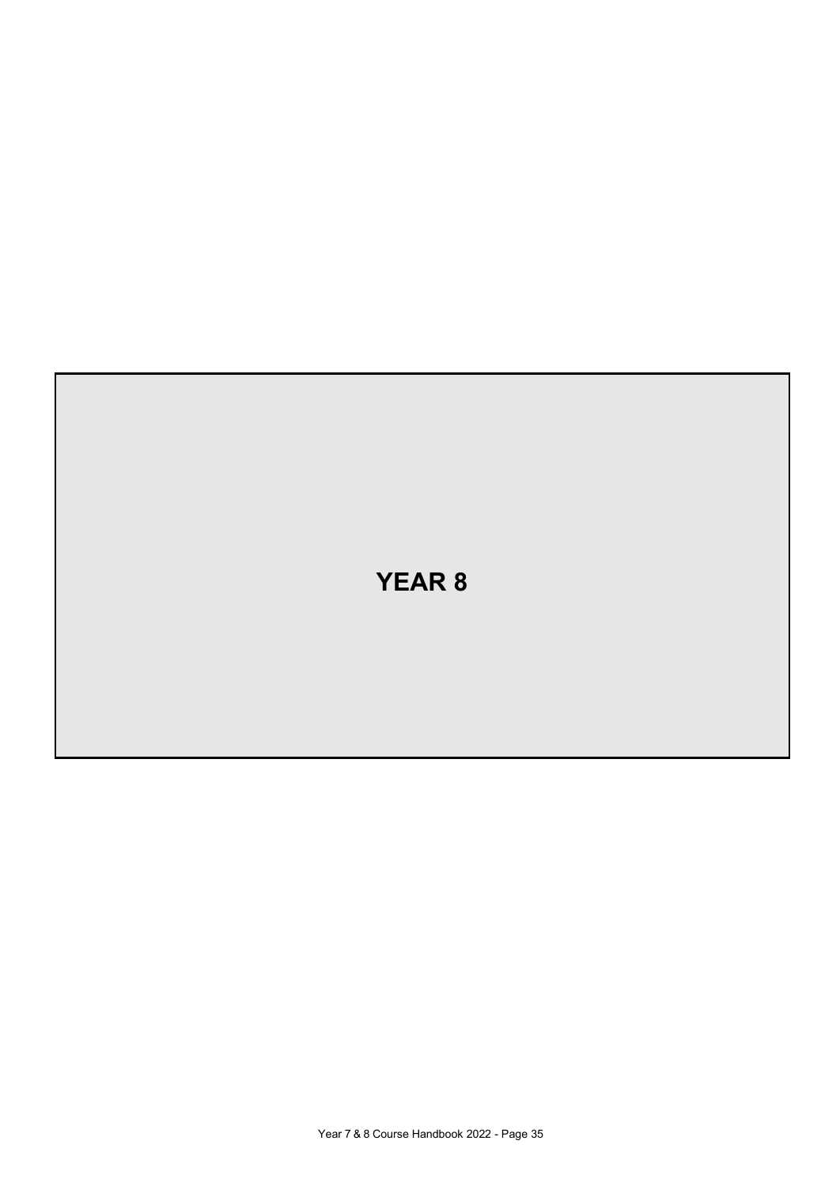# YEAR 8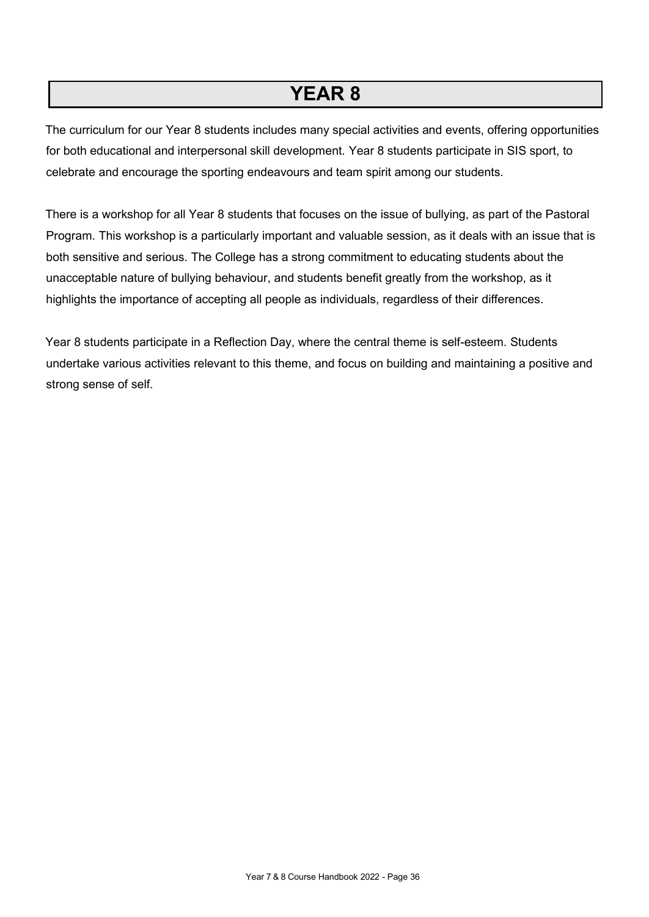# YEAR 8

The curriculum for our Year 8 students includes many special activities and events, offering opportunities for both educational and interpersonal skill development. Year 8 students participate in SIS sport, to celebrate and encourage the sporting endeavours and team spirit among our students.

There is a workshop for all Year 8 students that focuses on the issue of bullying, as part of the Pastoral Program. This workshop is a particularly important and valuable session, as it deals with an issue that is both sensitive and serious. The College has a strong commitment to educating students about the unacceptable nature of bullying behaviour, and students benefit greatly from the workshop, as it highlights the importance of accepting all people as individuals, regardless of their differences.

Year 8 students participate in a Reflection Day, where the central theme is self-esteem. Students undertake various activities relevant to this theme, and focus on building and maintaining a positive and strong sense of self.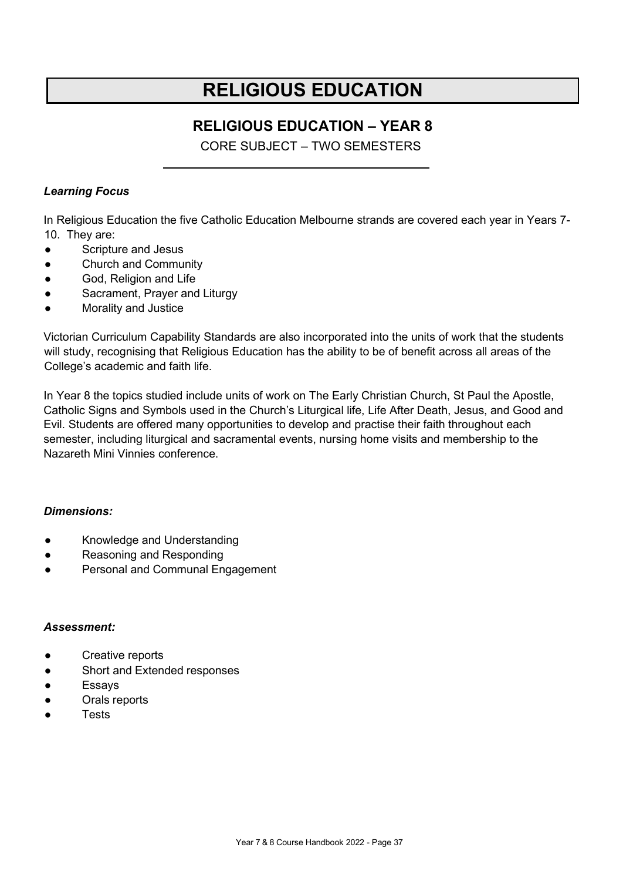# RELIGIOUS EDUCATION

## RELIGIOUS EDUCATION – YEAR 8

CORE SUBJECT – TWO SEMESTERS

***Learning Focus***

In Religious Education the five Catholic Education Melbourne strands are covered each year in Years 7-10. They are:

- Scripture and Jesus
- Church and Community
- God, Religion and Life
- Sacrament, Prayer and Liturgy
- Morality and Justice

Victorian Curriculum Capability Standards are also incorporated into the units of work that the students will study, recognising that Religious Education has the ability to be of benefit across all areas of the College's academic and faith life.

In Year 8 the topics studied include units of work on The Early Christian Church, St Paul the Apostle, Catholic Signs and Symbols used in the Church's Liturgical life, Life After Death, Jesus, and Good and Evil. Students are offered many opportunities to develop and practise their faith throughout each semester, including liturgical and sacramental events, nursing home visits and membership to the Nazareth Mini Vinnies conference.

***Dimensions:***

- Knowledge and Understanding
- Reasoning and Responding
- Personal and Communal Engagement

***Assessment:***

- Creative reports
- Short and Extended responses
- Essays
- Orals reports
- Tests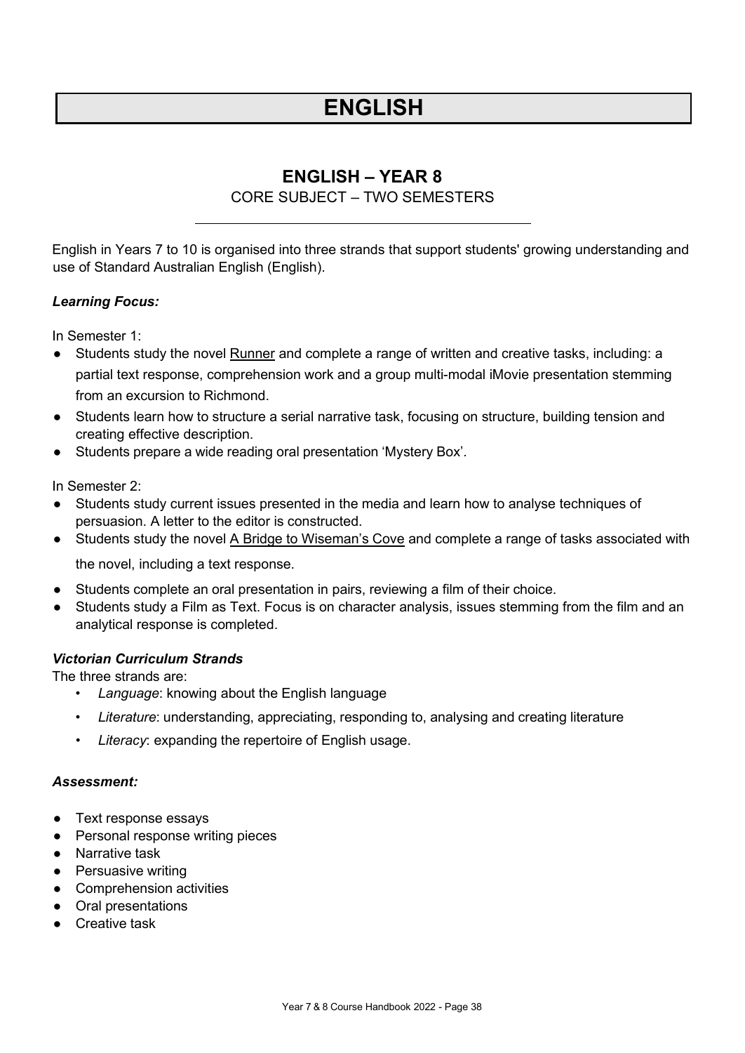# ENGLISH

## ENGLISH – YEAR 8

CORE SUBJECT – TWO SEMESTERS

English in Years 7 to 10 is organised into three strands that support students' growing understanding and use of Standard Australian English (English).

### *Learning Focus:*

In Semester 1:

- Students study the novel Runner and complete a range of written and creative tasks, including: a partial text response, comprehension work and a group multi-modal iMovie presentation stemming from an excursion to Richmond.
- Students learn how to structure a serial narrative task, focusing on structure, building tension and creating effective description.
- Students prepare a wide reading oral presentation 'Mystery Box'.

In Semester 2:

- Students study current issues presented in the media and learn how to analyse techniques of persuasion. A letter to the editor is constructed.
- Students study the novel A Bridge to Wiseman's Cove and complete a range of tasks associated with the novel, including a text response.
- Students complete an oral presentation in pairs, reviewing a film of their choice.
- Students study a Film as Text. Focus is on character analysis, issues stemming from the film and an analytical response is completed.

### *Victorian Curriculum Strands*

The three strands are:

- *Language*: knowing about the English language
- *Literature*: understanding, appreciating, responding to, analysing and creating literature
- *Literacy*: expanding the repertoire of English usage.

### *Assessment:*

- Text response essays
- Personal response writing pieces
- Narrative task
- Persuasive writing
- Comprehension activities
- Oral presentations
- Creative task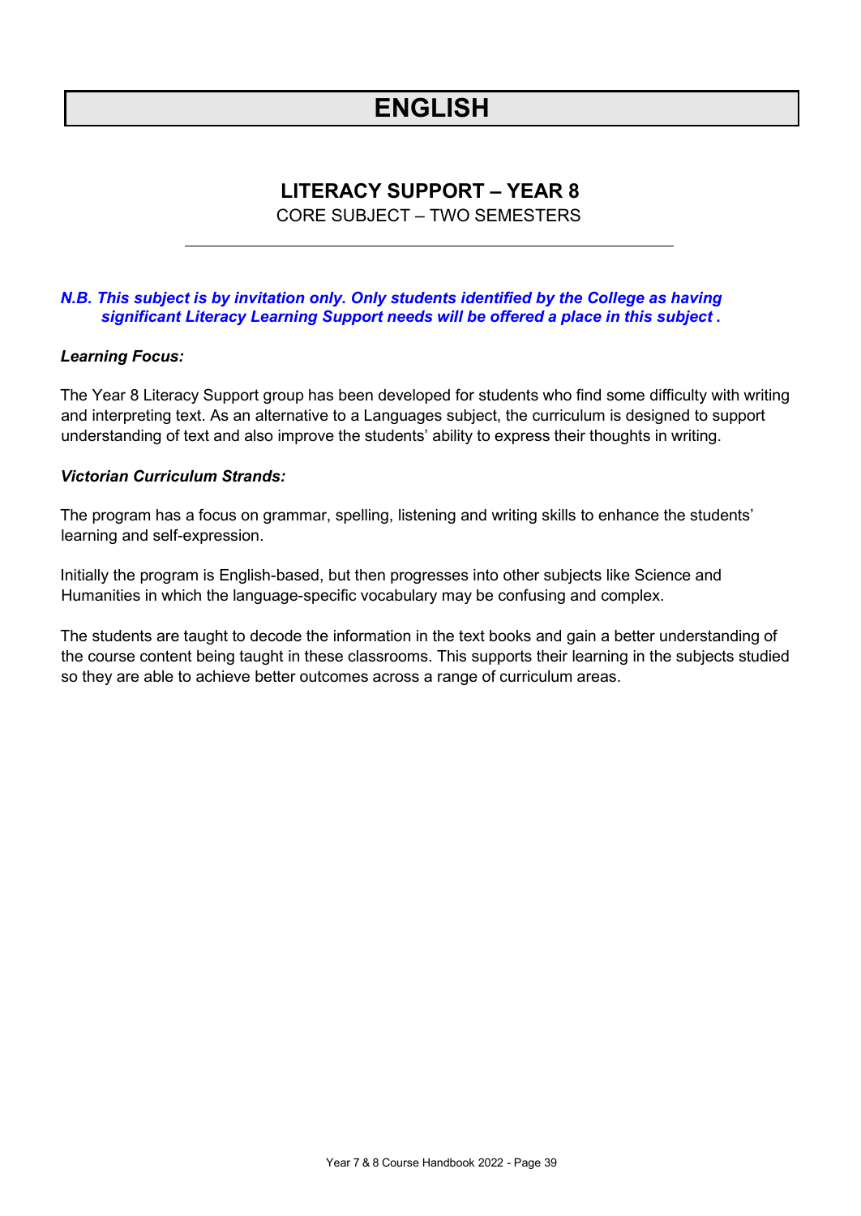# ENGLISH

## LITERACY SUPPORT – YEAR 8

CORE SUBJECT – TWO SEMESTERS

---

***N.B. This subject is by invitation only. Only students identified by the College as having significant Literacy Learning Support needs will be offered a place in this subject .***

***Learning Focus:***

The Year 8 Literacy Support group has been developed for students who find some difficulty with writing and interpreting text. As an alternative to a Languages subject, the curriculum is designed to support understanding of text and also improve the students' ability to express their thoughts in writing.

***Victorian Curriculum Strands:***

The program has a focus on grammar, spelling, listening and writing skills to enhance the students' learning and self-expression.

Initially the program is English-based, but then progresses into other subjects like Science and Humanities in which the language-specific vocabulary may be confusing and complex.

The students are taught to decode the information in the text books and gain a better understanding of the course content being taught in these classrooms. This supports their learning in the subjects studied so they are able to achieve better outcomes across a range of curriculum areas.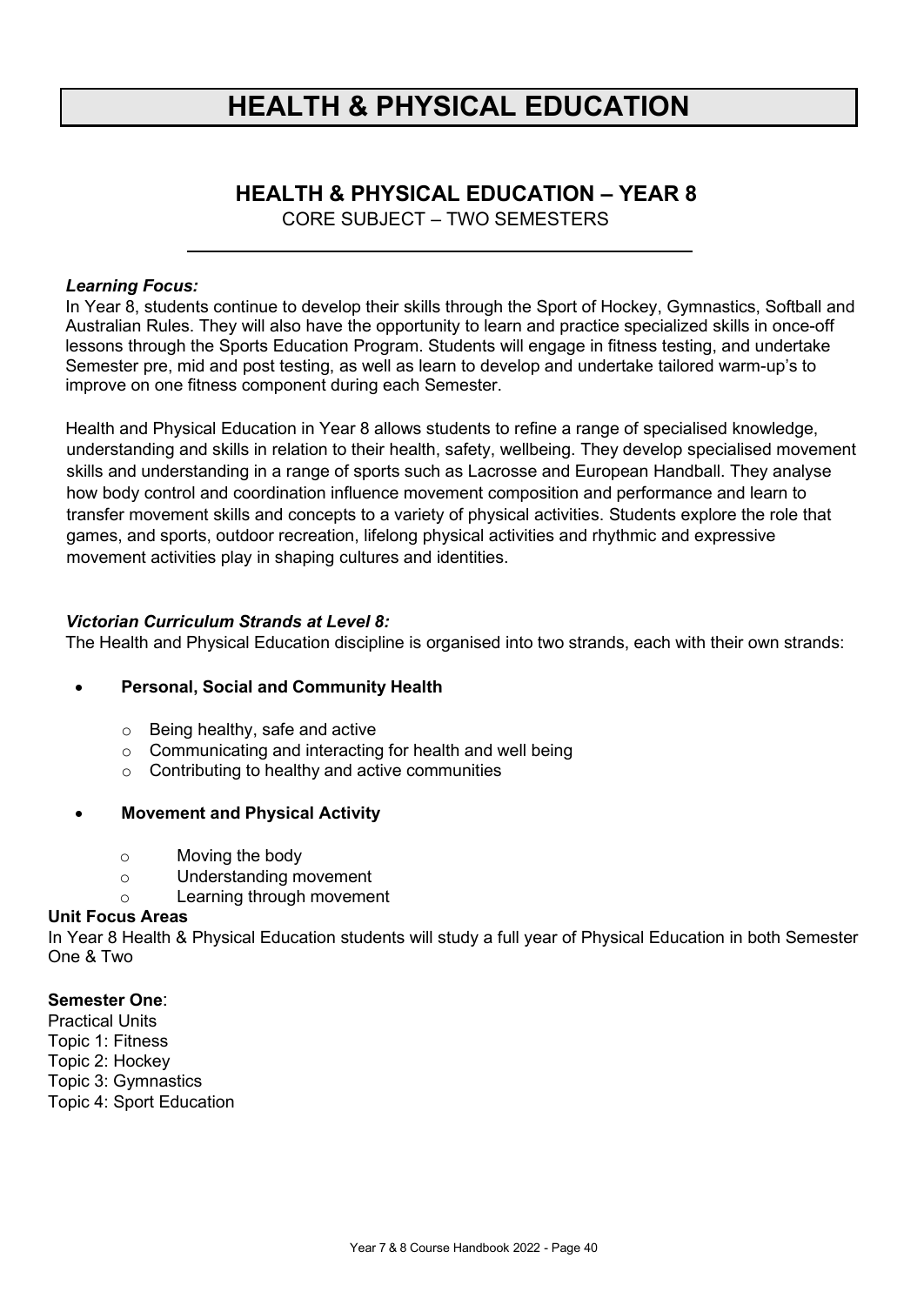# HEALTH & PHYSICAL EDUCATION

## HEALTH & PHYSICAL EDUCATION – YEAR 8

CORE SUBJECT – TWO SEMESTERS

***Learning Focus:***

In Year 8, students continue to develop their skills through the Sport of Hockey, Gymnastics, Softball and Australian Rules. They will also have the opportunity to learn and practice specialized skills in once-off lessons through the Sports Education Program. Students will engage in fitness testing, and undertake Semester pre, mid and post testing, as well as learn to develop and undertake tailored warm-up's to improve on one fitness component during each Semester.

Health and Physical Education in Year 8 allows students to refine a range of specialised knowledge, understanding and skills in relation to their health, safety, wellbeing. They develop specialised movement skills and understanding in a range of sports such as Lacrosse and European Handball. They analyse how body control and coordination influence movement composition and performance and learn to transfer movement skills and concepts to a variety of physical activities. Students explore the role that games, and sports, outdoor recreation, lifelong physical activities and rhythmic and expressive movement activities play in shaping cultures and identities.

***Victorian Curriculum Strands at Level 8:***

The Health and Physical Education discipline is organised into two strands, each with their own strands:

- **Personal, Social and Community Health**
  - Being healthy, safe and active
  - Communicating and interacting for health and well being
  - Contributing to healthy and active communities
- **Movement and Physical Activity**
  - Moving the body
  - Understanding movement
  - Learning through movement

**Unit Focus Areas**

In Year 8 Health & Physical Education students will study a full year of Physical Education in both Semester One & Two

**Semester One**:

Practical Units
Topic 1: Fitness
Topic 2: Hockey
Topic 3: Gymnastics
Topic 4: Sport Education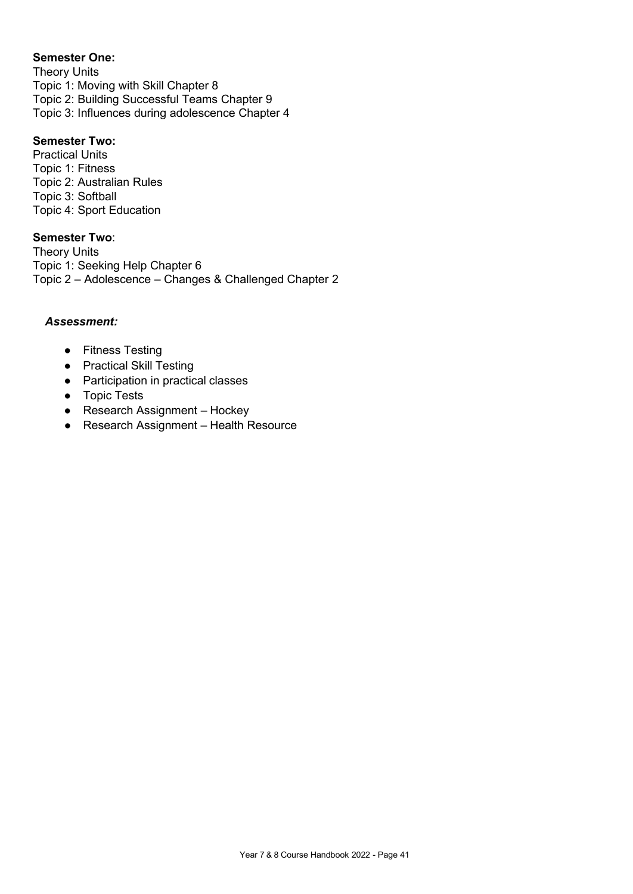**Semester One:**
Theory Units
Topic 1: Moving with Skill Chapter 8
Topic 2: Building Successful Teams Chapter 9
Topic 3: Influences during adolescence Chapter 4

**Semester Two:**
Practical Units
Topic 1: Fitness
Topic 2: Australian Rules
Topic 3: Softball
Topic 4: Sport Education

**Semester Two**:
Theory Units
Topic 1: Seeking Help Chapter 6
Topic 2 – Adolescence – Changes & Challenged Chapter 2

***Assessment:***

- Fitness Testing
- Practical Skill Testing
- Participation in practical classes
- Topic Tests
- Research Assignment – Hockey
- Research Assignment – Health Resource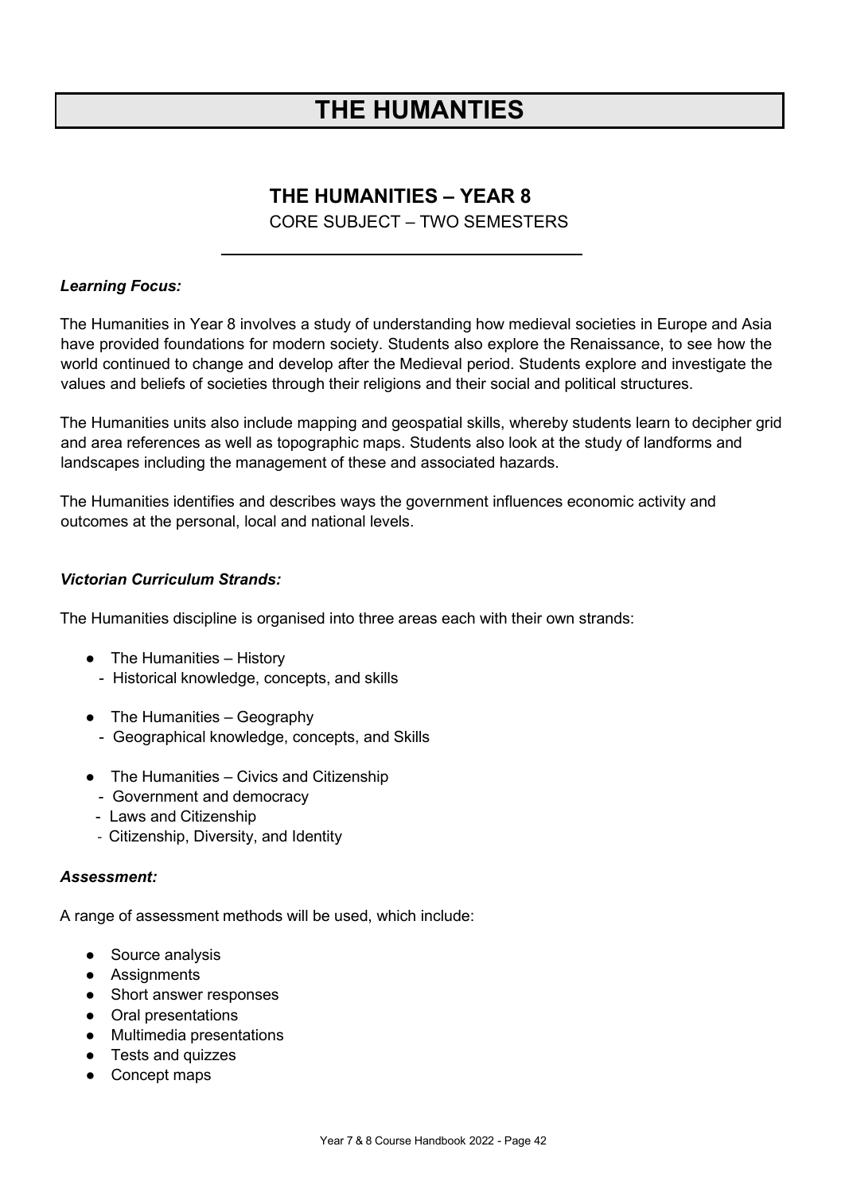# THE HUMANTIES

## THE HUMANITIES – YEAR 8

CORE SUBJECT – TWO SEMESTERS

***Learning Focus:***

The Humanities in Year 8 involves a study of understanding how medieval societies in Europe and Asia have provided foundations for modern society. Students also explore the Renaissance, to see how the world continued to change and develop after the Medieval period. Students explore and investigate the values and beliefs of societies through their religions and their social and political structures.

The Humanities units also include mapping and geospatial skills, whereby students learn to decipher grid and area references as well as topographic maps. Students also look at the study of landforms and landscapes including the management of these and associated hazards.

The Humanities identifies and describes ways the government influences economic activity and outcomes at the personal, local and national levels.

***Victorian Curriculum Strands:***

The Humanities discipline is organised into three areas each with their own strands:

- The Humanities – History
  - Historical knowledge, concepts, and skills
- The Humanities – Geography
  - Geographical knowledge, concepts, and Skills
- The Humanities – Civics and Citizenship
  - Government and democracy
  - Laws and Citizenship
  - Citizenship, Diversity, and Identity

***Assessment:***

A range of assessment methods will be used, which include:

- Source analysis
- Assignments
- Short answer responses
- Oral presentations
- Multimedia presentations
- Tests and quizzes
- Concept maps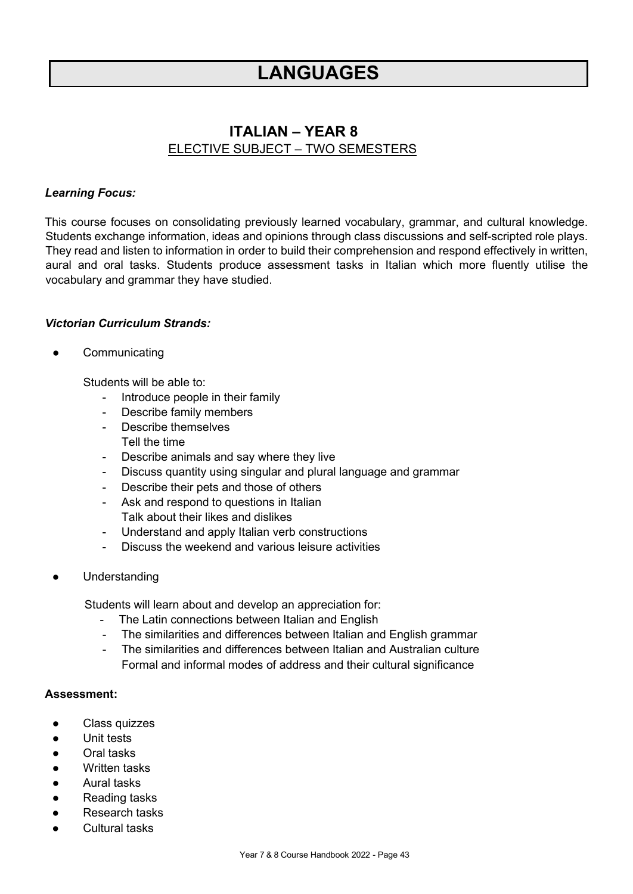# LANGUAGES

## ITALIAN – YEAR 8

ELECTIVE SUBJECT – TWO SEMESTERS

***Learning Focus:***

This course focuses on consolidating previously learned vocabulary, grammar, and cultural knowledge. Students exchange information, ideas and opinions through class discussions and self-scripted role plays. They read and listen to information in order to build their comprehension and respond effectively in written, aural and oral tasks. Students produce assessment tasks in Italian which more fluently utilise the vocabulary and grammar they have studied.

***Victorian Curriculum Strands:***

- Communicating

  Students will be able to:
  - Introduce people in their family
  - Describe family members
  - Describe themselves
    Tell the time
  - Describe animals and say where they live
  - Discuss quantity using singular and plural language and grammar
  - Describe their pets and those of others
  - Ask and respond to questions in Italian
    Talk about their likes and dislikes
  - Understand and apply Italian verb constructions
  - Discuss the weekend and various leisure activities

- Understanding

  Students will learn about and develop an appreciation for:
  - The Latin connections between Italian and English
  - The similarities and differences between Italian and English grammar
  - The similarities and differences between Italian and Australian culture
    Formal and informal modes of address and their cultural significance

**Assessment:**

- Class quizzes
- Unit tests
- Oral tasks
- Written tasks
- Aural tasks
- Reading tasks
- Research tasks
- Cultural tasks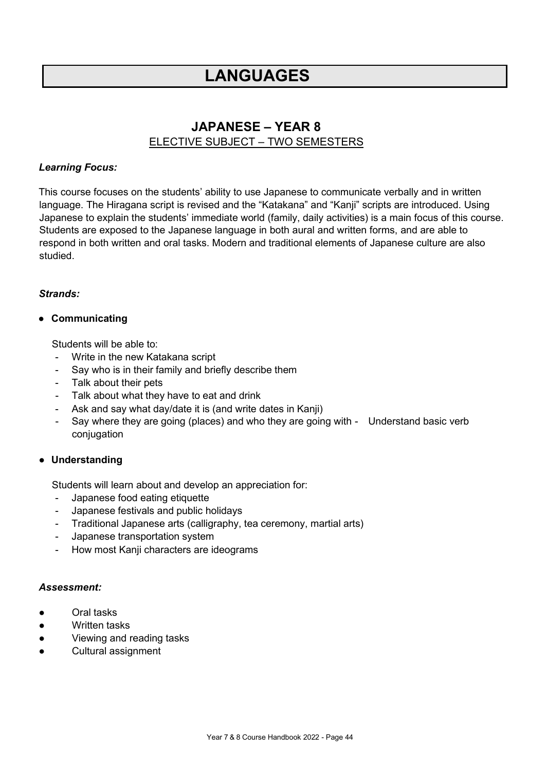# LANGUAGES

## JAPANESE – YEAR 8

ELECTIVE SUBJECT – TWO SEMESTERS

### *Learning Focus:*

This course focuses on the students' ability to use Japanese to communicate verbally and in written language. The Hiragana script is revised and the "Katakana" and "Kanji" scripts are introduced. Using Japanese to explain the students' immediate world (family, daily activities) is a main focus of this course. Students are exposed to the Japanese language in both aural and written forms, and are able to respond in both written and oral tasks. Modern and traditional elements of Japanese culture are also studied.

### *Strands:*

- **Communicating**

  Students will be able to:
  - Write in the new Katakana script
  - Say who is in their family and briefly describe them
  - Talk about their pets
  - Talk about what they have to eat and drink
  - Ask and say what day/date it is (and write dates in Kanji)
  - Say where they are going (places) and who they are going with
  - Understand basic verb conjugation

- **Understanding**

  Students will learn about and develop an appreciation for:
  - Japanese food eating etiquette
  - Japanese festivals and public holidays
  - Traditional Japanese arts (calligraphy, tea ceremony, martial arts)
  - Japanese transportation system
  - How most Kanji characters are ideograms

### *Assessment:*

- Oral tasks
- Written tasks
- Viewing and reading tasks
- Cultural assignment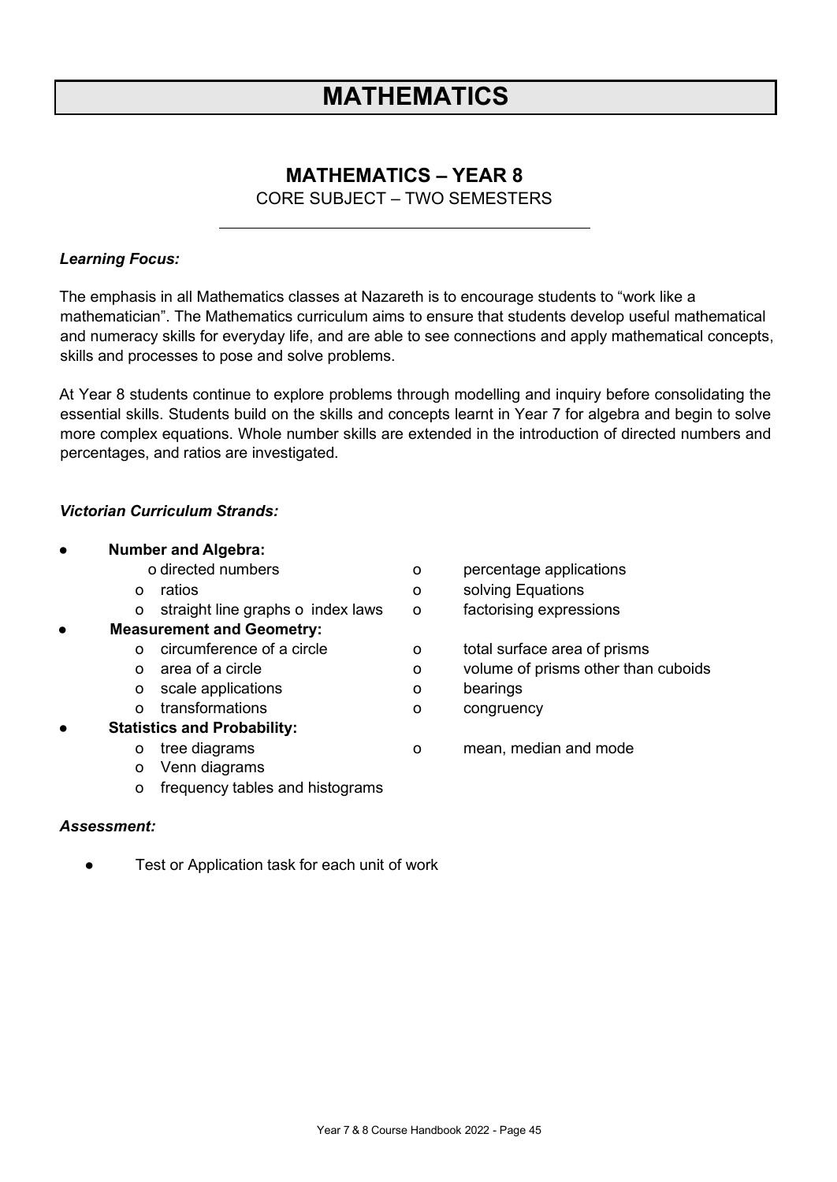# MATHEMATICS

## MATHEMATICS – YEAR 8

CORE SUBJECT – TWO SEMESTERS

### *Learning Focus:*

The emphasis in all Mathematics classes at Nazareth is to encourage students to "work like a mathematician". The Mathematics curriculum aims to ensure that students develop useful mathematical and numeracy skills for everyday life, and are able to see connections and apply mathematical concepts, skills and processes to pose and solve problems.

At Year 8 students continue to explore problems through modelling and inquiry before consolidating the essential skills. Students build on the skills and concepts learnt in Year 7 for algebra and begin to solve more complex equations. Whole number skills are extended in the introduction of directed numbers and percentages, and ratios are investigated.

### *Victorian Curriculum Strands:*

- **Number and Algebra:**
  - directed numbers
  - percentage applications
  - ratios
  - solving Equations
  - straight line graphs
  - index laws
  - factorising expressions
- **Measurement and Geometry:**
  - circumference of a circle
  - total surface area of prisms
  - area of a circle
  - volume of prisms other than cuboids
  - scale applications
  - bearings
  - transformations
  - congruency
- **Statistics and Probability:**
  - tree diagrams
  - mean, median and mode
  - Venn diagrams
  - frequency tables and histograms

### *Assessment:*

- Test or Application task for each unit of work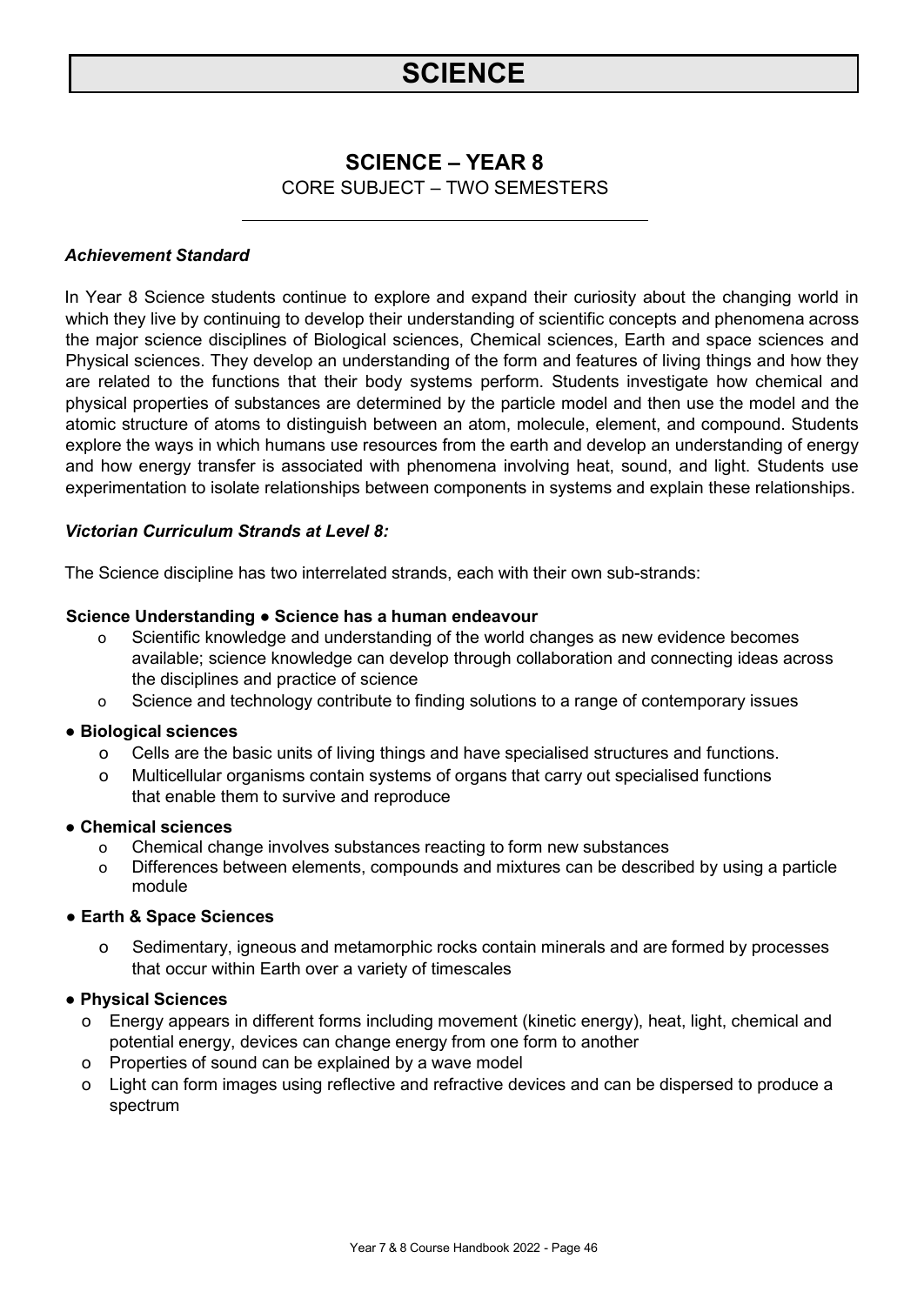# SCIENCE

## SCIENCE – YEAR 8

CORE SUBJECT – TWO SEMESTERS

### *Achievement Standard*

In Year 8 Science students continue to explore and expand their curiosity about the changing world in which they live by continuing to develop their understanding of scientific concepts and phenomena across the major science disciplines of Biological sciences, Chemical sciences, Earth and space sciences and Physical sciences. They develop an understanding of the form and features of living things and how they are related to the functions that their body systems perform. Students investigate how chemical and physical properties of substances are determined by the particle model and then use the model and the atomic structure of atoms to distinguish between an atom, molecule, element, and compound. Students explore the ways in which humans use resources from the earth and develop an understanding of energy and how energy transfer is associated with phenomena involving heat, sound, and light. Students use experimentation to isolate relationships between components in systems and explain these relationships.

### *Victorian Curriculum Strands at Level 8:*

The Science discipline has two interrelated strands, each with their own sub-strands:

**Science Understanding ● Science has a human endeavour**

- Scientific knowledge and understanding of the world changes as new evidence becomes available; science knowledge can develop through collaboration and connecting ideas across the disciplines and practice of science
- Science and technology contribute to finding solutions to a range of contemporary issues

**● Biological sciences**

- Cells are the basic units of living things and have specialised structures and functions.
- Multicellular organisms contain systems of organs that carry out specialised functions that enable them to survive and reproduce

**● Chemical sciences**

- Chemical change involves substances reacting to form new substances
- Differences between elements, compounds and mixtures can be described by using a particle module

**● Earth & Space Sciences**

- Sedimentary, igneous and metamorphic rocks contain minerals and are formed by processes that occur within Earth over a variety of timescales

**● Physical Sciences**

- Energy appears in different forms including movement (kinetic energy), heat, light, chemical and potential energy, devices can change energy from one form to another
- Properties of sound can be explained by a wave model
- Light can form images using reflective and refractive devices and can be dispersed to produce a spectrum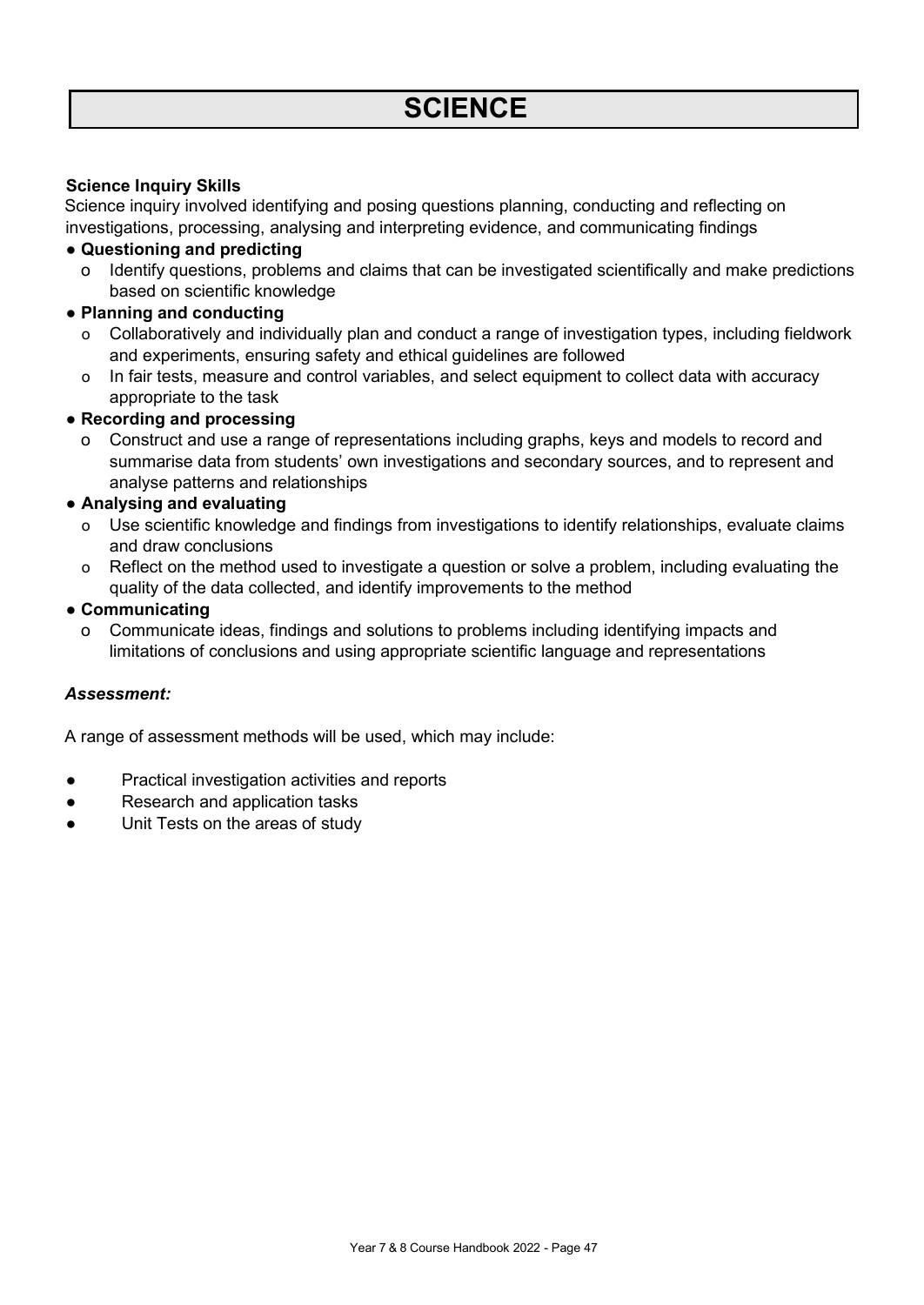# SCIENCE

**Science Inquiry Skills**

Science inquiry involved identifying and posing questions planning, conducting and reflecting on investigations, processing, analysing and interpreting evidence, and communicating findings

- **Questioning and predicting**
  - Identify questions, problems and claims that can be investigated scientifically and make predictions based on scientific knowledge
- **Planning and conducting**
  - Collaboratively and individually plan and conduct a range of investigation types, including fieldwork and experiments, ensuring safety and ethical guidelines are followed
  - In fair tests, measure and control variables, and select equipment to collect data with accuracy appropriate to the task
- **Recording and processing**
  - Construct and use a range of representations including graphs, keys and models to record and summarise data from students' own investigations and secondary sources, and to represent and analyse patterns and relationships
- **Analysing and evaluating**
  - Use scientific knowledge and findings from investigations to identify relationships, evaluate claims and draw conclusions
  - Reflect on the method used to investigate a question or solve a problem, including evaluating the quality of the data collected, and identify improvements to the method
- **Communicating**
  - Communicate ideas, findings and solutions to problems including identifying impacts and limitations of conclusions and using appropriate scientific language and representations

***Assessment:***

A range of assessment methods will be used, which may include:

- Practical investigation activities and reports
- Research and application tasks
- Unit Tests on the areas of study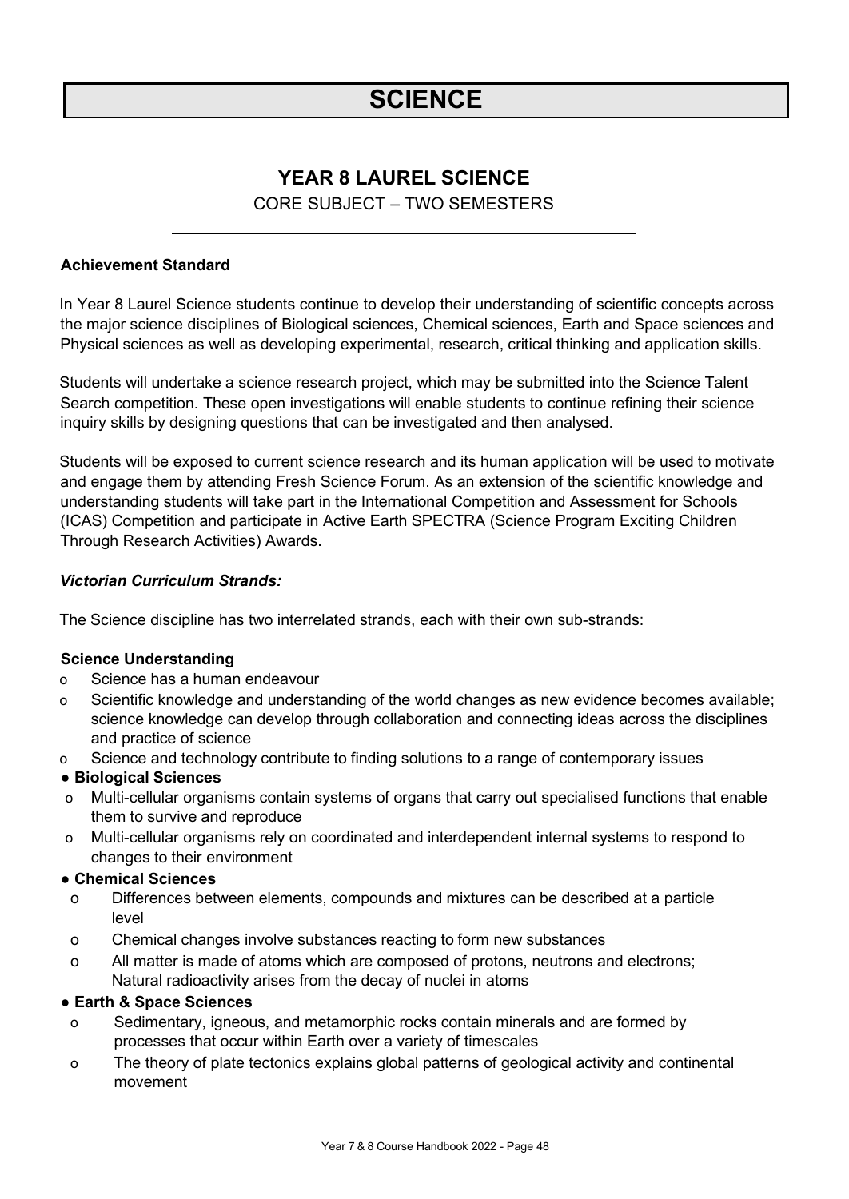# SCIENCE

## YEAR 8 LAUREL SCIENCE

CORE SUBJECT – TWO SEMESTERS

**Achievement Standard**

In Year 8 Laurel Science students continue to develop their understanding of scientific concepts across the major science disciplines of Biological sciences, Chemical sciences, Earth and Space sciences and Physical sciences as well as developing experimental, research, critical thinking and application skills.

Students will undertake a science research project, which may be submitted into the Science Talent Search competition. These open investigations will enable students to continue refining their science inquiry skills by designing questions that can be investigated and then analysed.

Students will be exposed to current science research and its human application will be used to motivate and engage them by attending Fresh Science Forum. As an extension of the scientific knowledge and understanding students will take part in the International Competition and Assessment for Schools (ICAS) Competition and participate in Active Earth SPECTRA (Science Program Exciting Children Through Research Activities) Awards.

***Victorian Curriculum Strands:***

The Science discipline has two interrelated strands, each with their own sub-strands:

**Science Understanding**

- Science has a human endeavour
- Scientific knowledge and understanding of the world changes as new evidence becomes available; science knowledge can develop through collaboration and connecting ideas across the disciplines and practice of science
- Science and technology contribute to finding solutions to a range of contemporary issues

**● Biological Sciences**

- Multi-cellular organisms contain systems of organs that carry out specialised functions that enable them to survive and reproduce
- Multi-cellular organisms rely on coordinated and interdependent internal systems to respond to changes to their environment

**● Chemical Sciences**

- Differences between elements, compounds and mixtures can be described at a particle level
- Chemical changes involve substances reacting to form new substances
- All matter is made of atoms which are composed of protons, neutrons and electrons; Natural radioactivity arises from the decay of nuclei in atoms

**● Earth & Space Sciences**

- Sedimentary, igneous, and metamorphic rocks contain minerals and are formed by processes that occur within Earth over a variety of timescales
- The theory of plate tectonics explains global patterns of geological activity and continental movement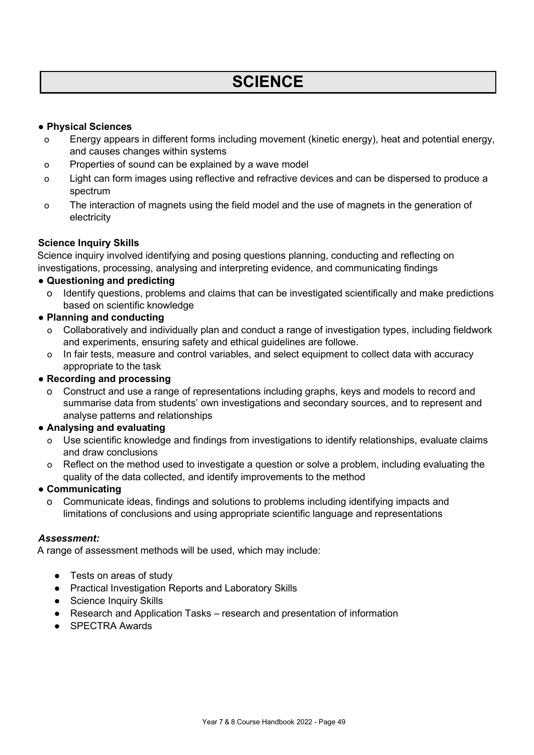# SCIENCE

- **Physical Sciences**
  - o Energy appears in different forms including movement (kinetic energy), heat and potential energy, and causes changes within systems
  - o Properties of sound can be explained by a wave model
  - o Light can form images using reflective and refractive devices and can be dispersed to produce a spectrum
  - o The interaction of magnets using the field model and the use of magnets in the generation of electricity

**Science Inquiry Skills**

Science inquiry involved identifying and posing questions planning, conducting and reflecting on investigations, processing, analysing and interpreting evidence, and communicating findings

- **Questioning and predicting**
  - o Identify questions, problems and claims that can be investigated scientifically and make predictions based on scientific knowledge
- **Planning and conducting**
  - o Collaboratively and individually plan and conduct a range of investigation types, including fieldwork and experiments, ensuring safety and ethical guidelines are followe.
  - o In fair tests, measure and control variables, and select equipment to collect data with accuracy appropriate to the task
- **Recording and processing**
  - o Construct and use a range of representations including graphs, keys and models to record and summarise data from students' own investigations and secondary sources, and to represent and analyse patterns and relationships
- **Analysing and evaluating**
  - o Use scientific knowledge and findings from investigations to identify relationships, evaluate claims and draw conclusions
  - o Reflect on the method used to investigate a question or solve a problem, including evaluating the quality of the data collected, and identify improvements to the method
- **Communicating**
  - o Communicate ideas, findings and solutions to problems including identifying impacts and limitations of conclusions and using appropriate scientific language and representations

***Assessment:***

A range of assessment methods will be used, which may include:

- Tests on areas of study
- Practical Investigation Reports and Laboratory Skills
- Science Inquiry Skills
- Research and Application Tasks – research and presentation of information
- SPECTRA Awards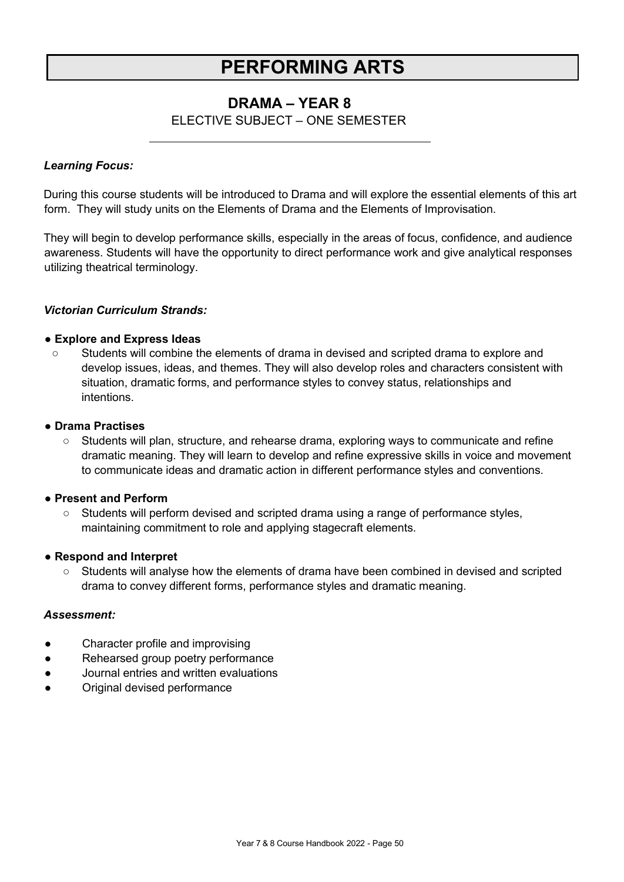# PERFORMING ARTS

## DRAMA – YEAR 8

ELECTIVE SUBJECT – ONE SEMESTER

---

***Learning Focus:***

During this course students will be introduced to Drama and will explore the essential elements of this art form. They will study units on the Elements of Drama and the Elements of Improvisation.

They will begin to develop performance skills, especially in the areas of focus, confidence, and audience awareness. Students will have the opportunity to direct performance work and give analytical responses utilizing theatrical terminology.

***Victorian Curriculum Strands:***

- **Explore and Express Ideas**
  - Students will combine the elements of drama in devised and scripted drama to explore and develop issues, ideas, and themes. They will also develop roles and characters consistent with situation, dramatic forms, and performance styles to convey status, relationships and intentions.
- **Drama Practises**
  - Students will plan, structure, and rehearse drama, exploring ways to communicate and refine dramatic meaning. They will learn to develop and refine expressive skills in voice and movement to communicate ideas and dramatic action in different performance styles and conventions.
- **Present and Perform**
  - Students will perform devised and scripted drama using a range of performance styles, maintaining commitment to role and applying stagecraft elements.
- **Respond and Interpret**
  - Students will analyse how the elements of drama have been combined in devised and scripted drama to convey different forms, performance styles and dramatic meaning.

***Assessment:***

- Character profile and improvising
- Rehearsed group poetry performance
- Journal entries and written evaluations
- Original devised performance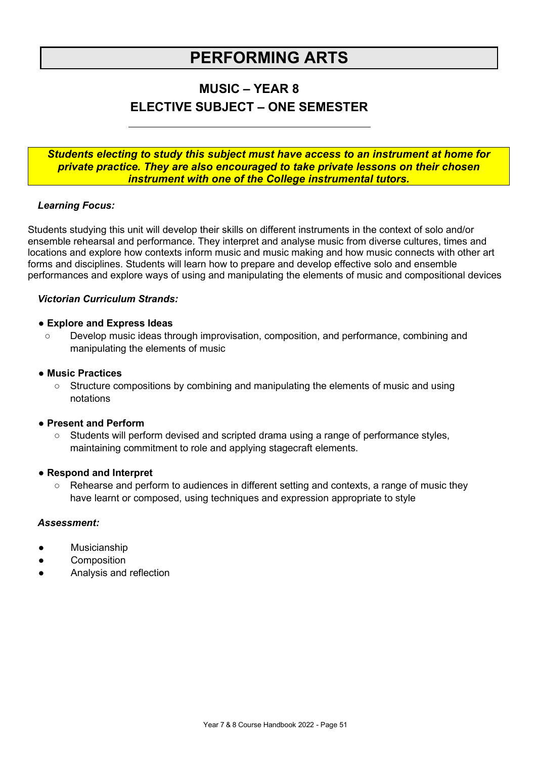# PERFORMING ARTS

## MUSIC – YEAR 8
## ELECTIVE SUBJECT – ONE SEMESTER

***Students electing to study this subject must have access to an instrument at home for private practice. They are also encouraged to take private lessons on their chosen instrument with one of the College instrumental tutors.***

***Learning Focus:***

Students studying this unit will develop their skills on different instruments in the context of solo and/or ensemble rehearsal and performance. They interpret and analyse music from diverse cultures, times and locations and explore how contexts inform music and music making and how music connects with other art forms and disciplines. Students will learn how to prepare and develop effective solo and ensemble performances and explore ways of using and manipulating the elements of music and compositional devices

***Victorian Curriculum Strands:***

- **Explore and Express Ideas**
  - Develop music ideas through improvisation, composition, and performance, combining and manipulating the elements of music
- **Music Practices**
  - Structure compositions by combining and manipulating the elements of music and using notations
- **Present and Perform**
  - Students will perform devised and scripted drama using a range of performance styles, maintaining commitment to role and applying stagecraft elements.
- **Respond and Interpret**
  - Rehearse and perform to audiences in different setting and contexts, a range of music they have learnt or composed, using techniques and expression appropriate to style

***Assessment:***

- Musicianship
- Composition
- Analysis and reflection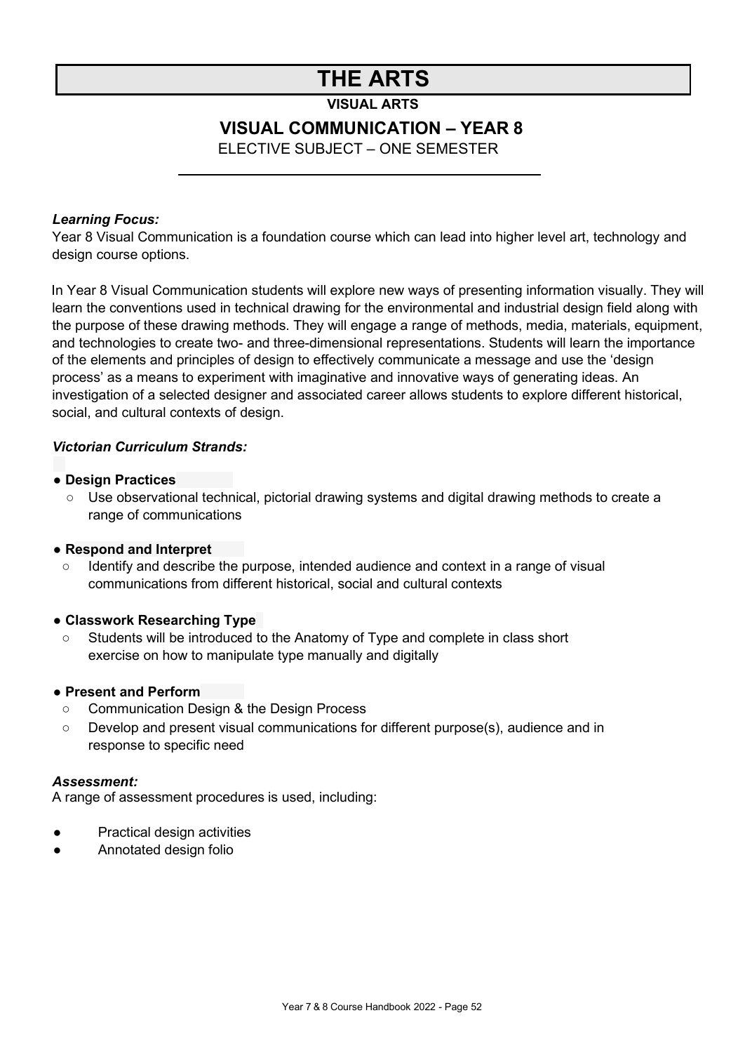# THE ARTS

**VISUAL ARTS**

## VISUAL COMMUNICATION – YEAR 8

ELECTIVE SUBJECT – ONE SEMESTER

***Learning Focus:***

Year 8 Visual Communication is a foundation course which can lead into higher level art, technology and design course options.

In Year 8 Visual Communication students will explore new ways of presenting information visually. They will learn the conventions used in technical drawing for the environmental and industrial design field along with the purpose of these drawing methods. They will engage a range of methods, media, materials, equipment, and technologies to create two- and three-dimensional representations. Students will learn the importance of the elements and principles of design to effectively communicate a message and use the 'design process' as a means to experiment with imaginative and innovative ways of generating ideas. An investigation of a selected designer and associated career allows students to explore different historical, social, and cultural contexts of design.

***Victorian Curriculum Strands:***

- **Design Practices**
  - Use observational technical, pictorial drawing systems and digital drawing methods to create a range of communications
- **Respond and Interpret**
  - Identify and describe the purpose, intended audience and context in a range of visual communications from different historical, social and cultural contexts
- **Classwork Researching Type**
  - Students will be introduced to the Anatomy of Type and complete in class short exercise on how to manipulate type manually and digitally
- **Present and Perform**
  - Communication Design & the Design Process
  - Develop and present visual communications for different purpose(s), audience and in response to specific need

***Assessment:***

A range of assessment procedures is used, including:

- Practical design activities
- Annotated design folio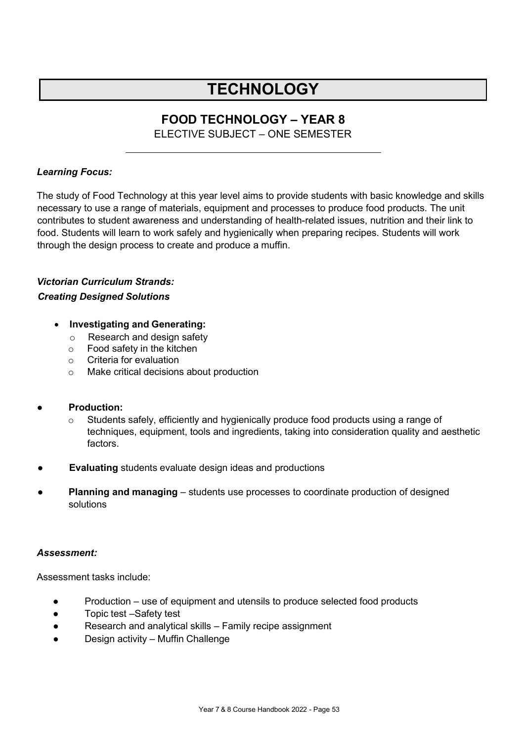# TECHNOLOGY

## FOOD TECHNOLOGY – YEAR 8

ELECTIVE SUBJECT – ONE SEMESTER

***Learning Focus:***

The study of Food Technology at this year level aims to provide students with basic knowledge and skills necessary to use a range of materials, equipment and processes to produce food products. The unit contributes to student awareness and understanding of health-related issues, nutrition and their link to food. Students will learn to work safely and hygienically when preparing recipes. Students will work through the design process to create and produce a muffin.

***Victorian Curriculum Strands:***

***Creating Designed Solutions***

- **Investigating and Generating:**
  - Research and design safety
  - Food safety in the kitchen
  - Criteria for evaluation
  - Make critical decisions about production

- **Production:**
  - Students safely, efficiently and hygienically produce food products using a range of techniques, equipment, tools and ingredients, taking into consideration quality and aesthetic factors.

- **Evaluating** students evaluate design ideas and productions

- **Planning and managing** – students use processes to coordinate production of designed solutions

***Assessment:***

Assessment tasks include:

- Production – use of equipment and utensils to produce selected food products
- Topic test –Safety test
- Research and analytical skills – Family recipe assignment
- Design activity – Muffin Challenge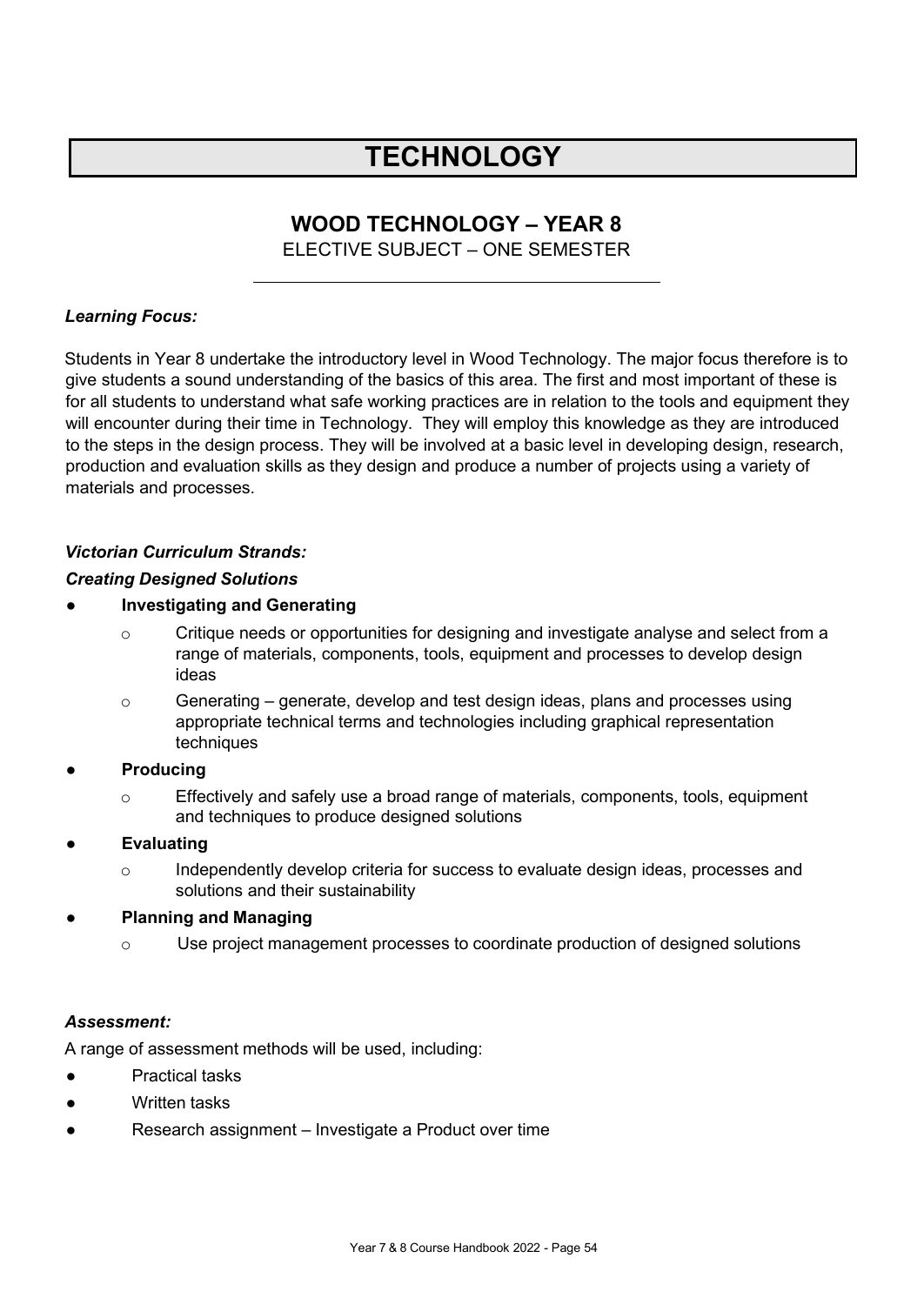# TECHNOLOGY

## WOOD TECHNOLOGY – YEAR 8

ELECTIVE SUBJECT – ONE SEMESTER

---

***Learning Focus:***

Students in Year 8 undertake the introductory level in Wood Technology. The major focus therefore is to give students a sound understanding of the basics of this area. The first and most important of these is for all students to understand what safe working practices are in relation to the tools and equipment they will encounter during their time in Technology. They will employ this knowledge as they are introduced to the steps in the design process. They will be involved at a basic level in developing design, research, production and evaluation skills as they design and produce a number of projects using a variety of materials and processes.

***Victorian Curriculum Strands:***

***Creating Designed Solutions***

- **Investigating and Generating**
  - Critique needs or opportunities for designing and investigate analyse and select from a range of materials, components, tools, equipment and processes to develop design ideas
  - Generating – generate, develop and test design ideas, plans and processes using appropriate technical terms and technologies including graphical representation techniques
- **Producing**
  - Effectively and safely use a broad range of materials, components, tools, equipment and techniques to produce designed solutions
- **Evaluating**
  - Independently develop criteria for success to evaluate design ideas, processes and solutions and their sustainability
- **Planning and Managing**
  - Use project management processes to coordinate production of designed solutions

***Assessment:***

A range of assessment methods will be used, including:

- Practical tasks
- Written tasks
- Research assignment – Investigate a Product over time